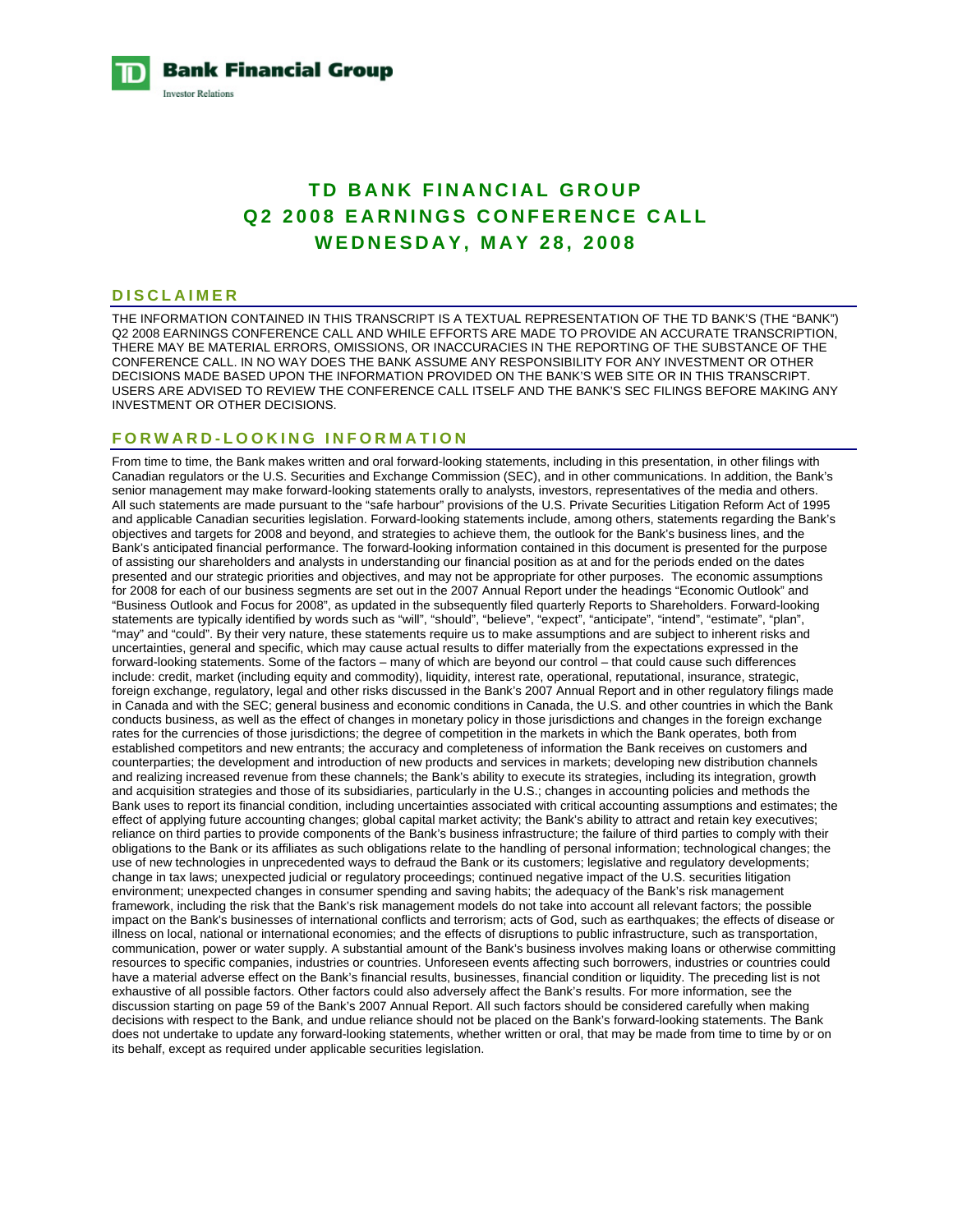**Bank Financial Group**

Investor Relations

# TD BANK FINANCIAL GROUP
# Q2 2008 EARNINGS CONFERENCE CALL
# WEDNESDAY, MAY 28, 2008

## DISCLAIMER

THE INFORMATION CONTAINED IN THIS TRANSCRIPT IS A TEXTUAL REPRESENTATION OF THE TD BANK'S (THE "BANK") Q2 2008 EARNINGS CONFERENCE CALL AND WHILE EFFORTS ARE MADE TO PROVIDE AN ACCURATE TRANSCRIPTION, THERE MAY BE MATERIAL ERRORS, OMISSIONS, OR INACCURACIES IN THE REPORTING OF THE SUBSTANCE OF THE CONFERENCE CALL. IN NO WAY DOES THE BANK ASSUME ANY RESPONSIBILITY FOR ANY INVESTMENT OR OTHER DECISIONS MADE BASED UPON THE INFORMATION PROVIDED ON THE BANK'S WEB SITE OR IN THIS TRANSCRIPT. USERS ARE ADVISED TO REVIEW THE CONFERENCE CALL ITSELF AND THE BANK'S SEC FILINGS BEFORE MAKING ANY INVESTMENT OR OTHER DECISIONS.

## FORWARD-LOOKING INFORMATION

From time to time, the Bank makes written and oral forward-looking statements, including in this presentation, in other filings with Canadian regulators or the U.S. Securities and Exchange Commission (SEC), and in other communications. In addition, the Bank's senior management may make forward-looking statements orally to analysts, investors, representatives of the media and others. All such statements are made pursuant to the "safe harbour" provisions of the U.S. Private Securities Litigation Reform Act of 1995 and applicable Canadian securities legislation. Forward-looking statements include, among others, statements regarding the Bank's objectives and targets for 2008 and beyond, and strategies to achieve them, the outlook for the Bank's business lines, and the Bank's anticipated financial performance. The forward-looking information contained in this document is presented for the purpose of assisting our shareholders and analysts in understanding our financial position as at and for the periods ended on the dates presented and our strategic priorities and objectives, and may not be appropriate for other purposes. The economic assumptions for 2008 for each of our business segments are set out in the 2007 Annual Report under the headings "Economic Outlook" and "Business Outlook and Focus for 2008", as updated in the subsequently filed quarterly Reports to Shareholders. Forward-looking statements are typically identified by words such as "will", "should", "believe", "expect", "anticipate", "intend", "estimate", "plan", "may" and "could". By their very nature, these statements require us to make assumptions and are subject to inherent risks and uncertainties, general and specific, which may cause actual results to differ materially from the expectations expressed in the forward-looking statements. Some of the factors – many of which are beyond our control – that could cause such differences include: credit, market (including equity and commodity), liquidity, interest rate, operational, reputational, insurance, strategic, foreign exchange, regulatory, legal and other risks discussed in the Bank's 2007 Annual Report and in other regulatory filings made in Canada and with the SEC; general business and economic conditions in Canada, the U.S. and other countries in which the Bank conducts business, as well as the effect of changes in monetary policy in those jurisdictions and changes in the foreign exchange rates for the currencies of those jurisdictions; the degree of competition in the markets in which the Bank operates, both from established competitors and new entrants; the accuracy and completeness of information the Bank receives on customers and counterparties; the development and introduction of new products and services in markets; developing new distribution channels and realizing increased revenue from these channels; the Bank's ability to execute its strategies, including its integration, growth and acquisition strategies and those of its subsidiaries, particularly in the U.S.; changes in accounting policies and methods the Bank uses to report its financial condition, including uncertainties associated with critical accounting assumptions and estimates; the effect of applying future accounting changes; global capital market activity; the Bank's ability to attract and retain key executives; reliance on third parties to provide components of the Bank's business infrastructure; the failure of third parties to comply with their obligations to the Bank or its affiliates as such obligations relate to the handling of personal information; technological changes; the use of new technologies in unprecedented ways to defraud the Bank or its customers; legislative and regulatory developments; change in tax laws; unexpected judicial or regulatory proceedings; continued negative impact of the U.S. securities litigation environment; unexpected changes in consumer spending and saving habits; the adequacy of the Bank's risk management framework, including the risk that the Bank's risk management models do not take into account all relevant factors; the possible impact on the Bank's businesses of international conflicts and terrorism; acts of God, such as earthquakes; the effects of disease or illness on local, national or international economies; and the effects of disruptions to public infrastructure, such as transportation, communication, power or water supply. A substantial amount of the Bank's business involves making loans or otherwise committing resources to specific companies, industries or countries. Unforeseen events affecting such borrowers, industries or countries could have a material adverse effect on the Bank's financial results, businesses, financial condition or liquidity. The preceding list is not exhaustive of all possible factors. Other factors could also adversely affect the Bank's results. For more information, see the discussion starting on page 59 of the Bank's 2007 Annual Report. All such factors should be considered carefully when making decisions with respect to the Bank, and undue reliance should not be placed on the Bank's forward-looking statements. The Bank does not undertake to update any forward-looking statements, whether written or oral, that may be made from time to time by or on its behalf, except as required under applicable securities legislation.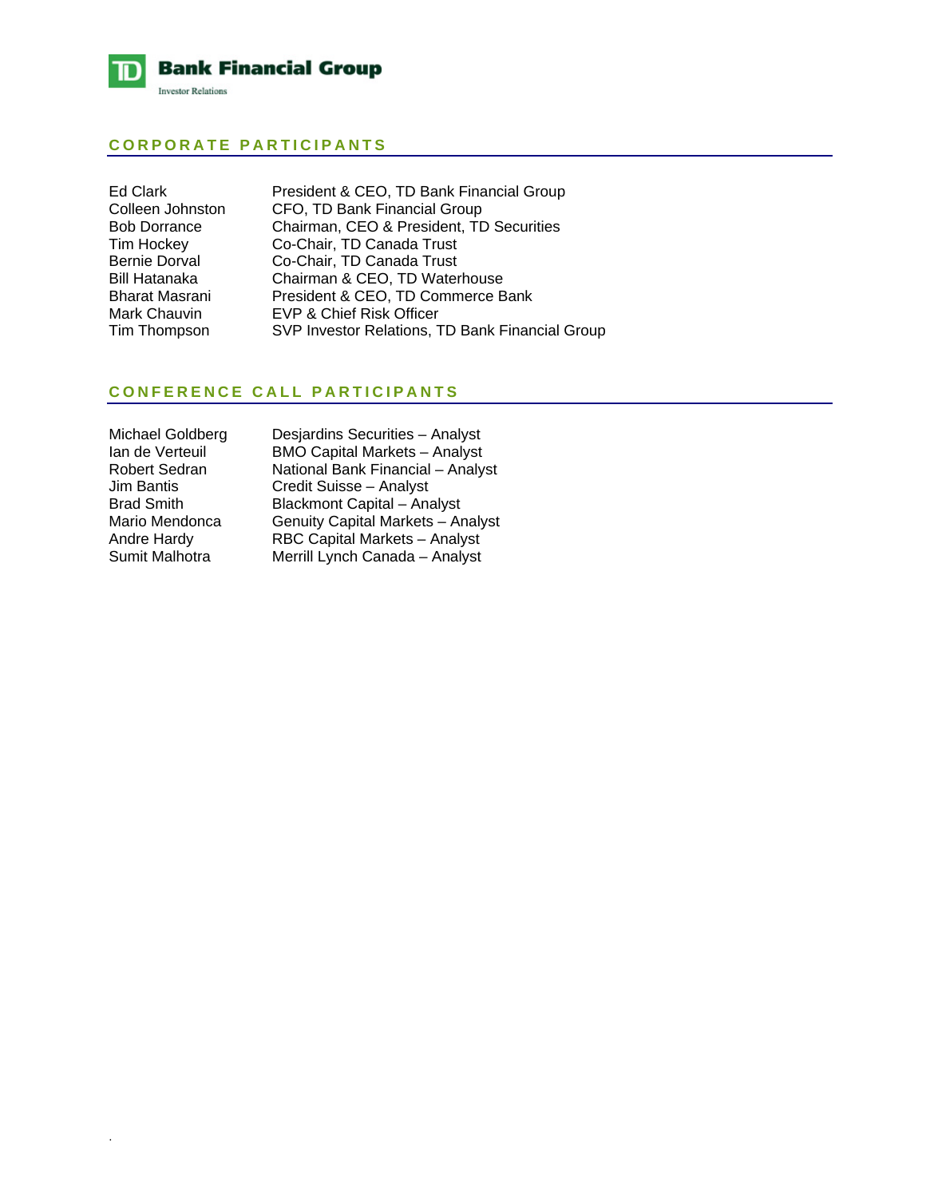## CORPORATE PARTICIPANTS

| | |
|---|---|
| Ed Clark | President & CEO, TD Bank Financial Group |
| Colleen Johnston | CFO, TD Bank Financial Group |
| Bob Dorrance | Chairman, CEO & President, TD Securities |
| Tim Hockey | Co-Chair, TD Canada Trust |
| Bernie Dorval | Co-Chair, TD Canada Trust |
| Bill Hatanaka | Chairman & CEO, TD Waterhouse |
| Bharat Masrani | President & CEO, TD Commerce Bank |
| Mark Chauvin | EVP & Chief Risk Officer |
| Tim Thompson | SVP Investor Relations, TD Bank Financial Group |

## CONFERENCE CALL PARTICIPANTS

| | |
|---|---|
| Michael Goldberg | Desjardins Securities – Analyst |
| Ian de Verteuil | BMO Capital Markets – Analyst |
| Robert Sedran | National Bank Financial – Analyst |
| Jim Bantis | Credit Suisse – Analyst |
| Brad Smith | Blackmont Capital – Analyst |
| Mario Mendonca | Genuity Capital Markets – Analyst |
| Andre Hardy | RBC Capital Markets – Analyst |
| Sumit Malhotra | Merrill Lynch Canada – Analyst |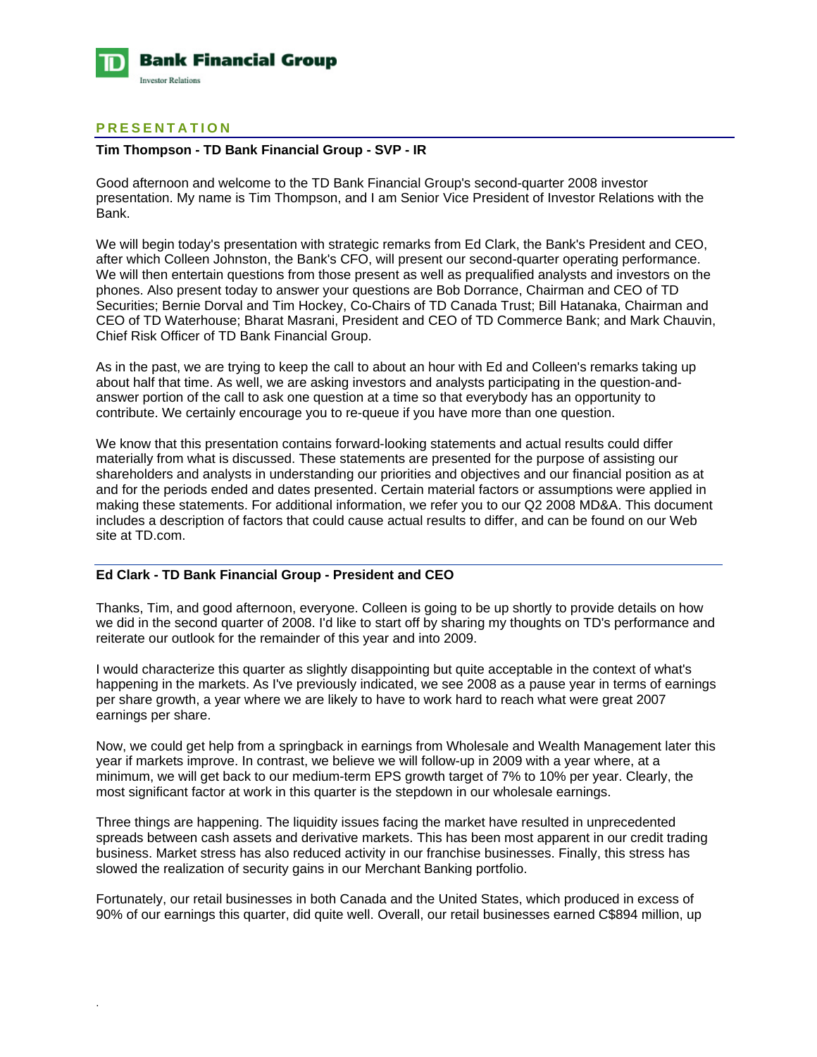## PRESENTATION

**Tim Thompson - TD Bank Financial Group - SVP - IR**

Good afternoon and welcome to the TD Bank Financial Group's second-quarter 2008 investor presentation. My name is Tim Thompson, and I am Senior Vice President of Investor Relations with the Bank.

We will begin today's presentation with strategic remarks from Ed Clark, the Bank's President and CEO, after which Colleen Johnston, the Bank's CFO, will present our second-quarter operating performance. We will then entertain questions from those present as well as prequalified analysts and investors on the phones. Also present today to answer your questions are Bob Dorrance, Chairman and CEO of TD Securities; Bernie Dorval and Tim Hockey, Co-Chairs of TD Canada Trust; Bill Hatanaka, Chairman and CEO of TD Waterhouse; Bharat Masrani, President and CEO of TD Commerce Bank; and Mark Chauvin, Chief Risk Officer of TD Bank Financial Group.

As in the past, we are trying to keep the call to about an hour with Ed and Colleen's remarks taking up about half that time. As well, we are asking investors and analysts participating in the question-and-answer portion of the call to ask one question at a time so that everybody has an opportunity to contribute. We certainly encourage you to re-queue if you have more than one question.

We know that this presentation contains forward-looking statements and actual results could differ materially from what is discussed. These statements are presented for the purpose of assisting our shareholders and analysts in understanding our priorities and objectives and our financial position as at and for the periods ended and dates presented. Certain material factors or assumptions were applied in making these statements. For additional information, we refer you to our Q2 2008 MD&A. This document includes a description of factors that could cause actual results to differ, and can be found on our Web site at TD.com.

**Ed Clark - TD Bank Financial Group - President and CEO**

Thanks, Tim, and good afternoon, everyone. Colleen is going to be up shortly to provide details on how we did in the second quarter of 2008. I'd like to start off by sharing my thoughts on TD's performance and reiterate our outlook for the remainder of this year and into 2009.

I would characterize this quarter as slightly disappointing but quite acceptable in the context of what's happening in the markets. As I've previously indicated, we see 2008 as a pause year in terms of earnings per share growth, a year where we are likely to have to work hard to reach what were great 2007 earnings per share.

Now, we could get help from a springback in earnings from Wholesale and Wealth Management later this year if markets improve. In contrast, we believe we will follow-up in 2009 with a year where, at a minimum, we will get back to our medium-term EPS growth target of 7% to 10% per year. Clearly, the most significant factor at work in this quarter is the stepdown in our wholesale earnings.

Three things are happening. The liquidity issues facing the market have resulted in unprecedented spreads between cash assets and derivative markets. This has been most apparent in our credit trading business. Market stress has also reduced activity in our franchise businesses. Finally, this stress has slowed the realization of security gains in our Merchant Banking portfolio.

Fortunately, our retail businesses in both Canada and the United States, which produced in excess of 90% of our earnings this quarter, did quite well. Overall, our retail businesses earned C$894 million, up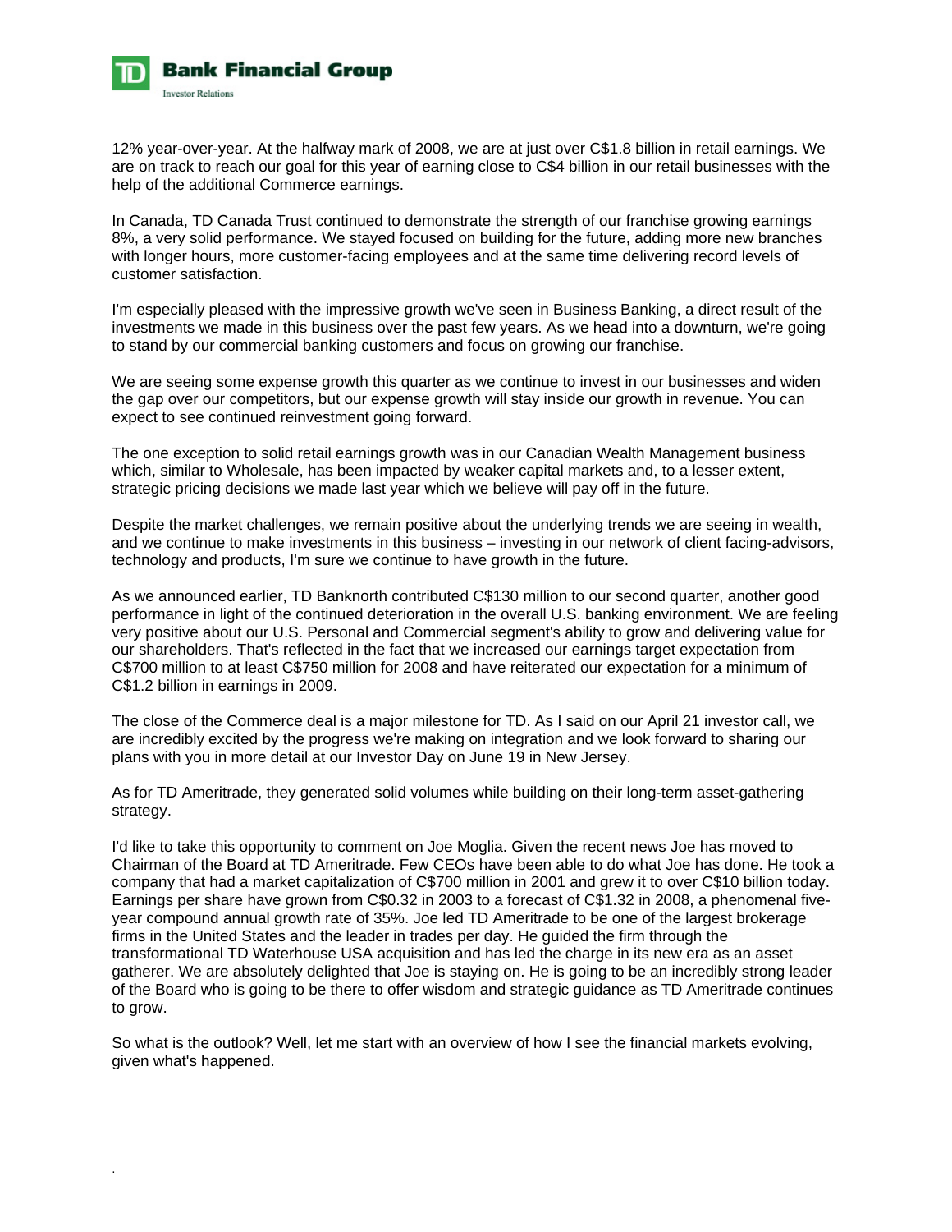12% year-over-year. At the halfway mark of 2008, we are at just over C$1.8 billion in retail earnings. We are on track to reach our goal for this year of earning close to C$4 billion in our retail businesses with the help of the additional Commerce earnings.

In Canada, TD Canada Trust continued to demonstrate the strength of our franchise growing earnings 8%, a very solid performance. We stayed focused on building for the future, adding more new branches with longer hours, more customer-facing employees and at the same time delivering record levels of customer satisfaction.

I'm especially pleased with the impressive growth we've seen in Business Banking, a direct result of the investments we made in this business over the past few years. As we head into a downturn, we're going to stand by our commercial banking customers and focus on growing our franchise.

We are seeing some expense growth this quarter as we continue to invest in our businesses and widen the gap over our competitors, but our expense growth will stay inside our growth in revenue. You can expect to see continued reinvestment going forward.

The one exception to solid retail earnings growth was in our Canadian Wealth Management business which, similar to Wholesale, has been impacted by weaker capital markets and, to a lesser extent, strategic pricing decisions we made last year which we believe will pay off in the future.

Despite the market challenges, we remain positive about the underlying trends we are seeing in wealth, and we continue to make investments in this business – investing in our network of client facing-advisors, technology and products, I'm sure we continue to have growth in the future.

As we announced earlier, TD Banknorth contributed C$130 million to our second quarter, another good performance in light of the continued deterioration in the overall U.S. banking environment. We are feeling very positive about our U.S. Personal and Commercial segment's ability to grow and delivering value for our shareholders. That's reflected in the fact that we increased our earnings target expectation from C$700 million to at least C$750 million for 2008 and have reiterated our expectation for a minimum of C$1.2 billion in earnings in 2009.

The close of the Commerce deal is a major milestone for TD. As I said on our April 21 investor call, we are incredibly excited by the progress we're making on integration and we look forward to sharing our plans with you in more detail at our Investor Day on June 19 in New Jersey.

As for TD Ameritrade, they generated solid volumes while building on their long-term asset-gathering strategy.

I'd like to take this opportunity to comment on Joe Moglia. Given the recent news Joe has moved to Chairman of the Board at TD Ameritrade. Few CEOs have been able to do what Joe has done. He took a company that had a market capitalization of C$700 million in 2001 and grew it to over C$10 billion today. Earnings per share have grown from C$0.32 in 2003 to a forecast of C$1.32 in 2008, a phenomenal five-year compound annual growth rate of 35%. Joe led TD Ameritrade to be one of the largest brokerage firms in the United States and the leader in trades per day. He guided the firm through the transformational TD Waterhouse USA acquisition and has led the charge in its new era as an asset gatherer. We are absolutely delighted that Joe is staying on. He is going to be an incredibly strong leader of the Board who is going to be there to offer wisdom and strategic guidance as TD Ameritrade continues to grow.

So what is the outlook? Well, let me start with an overview of how I see the financial markets evolving, given what's happened.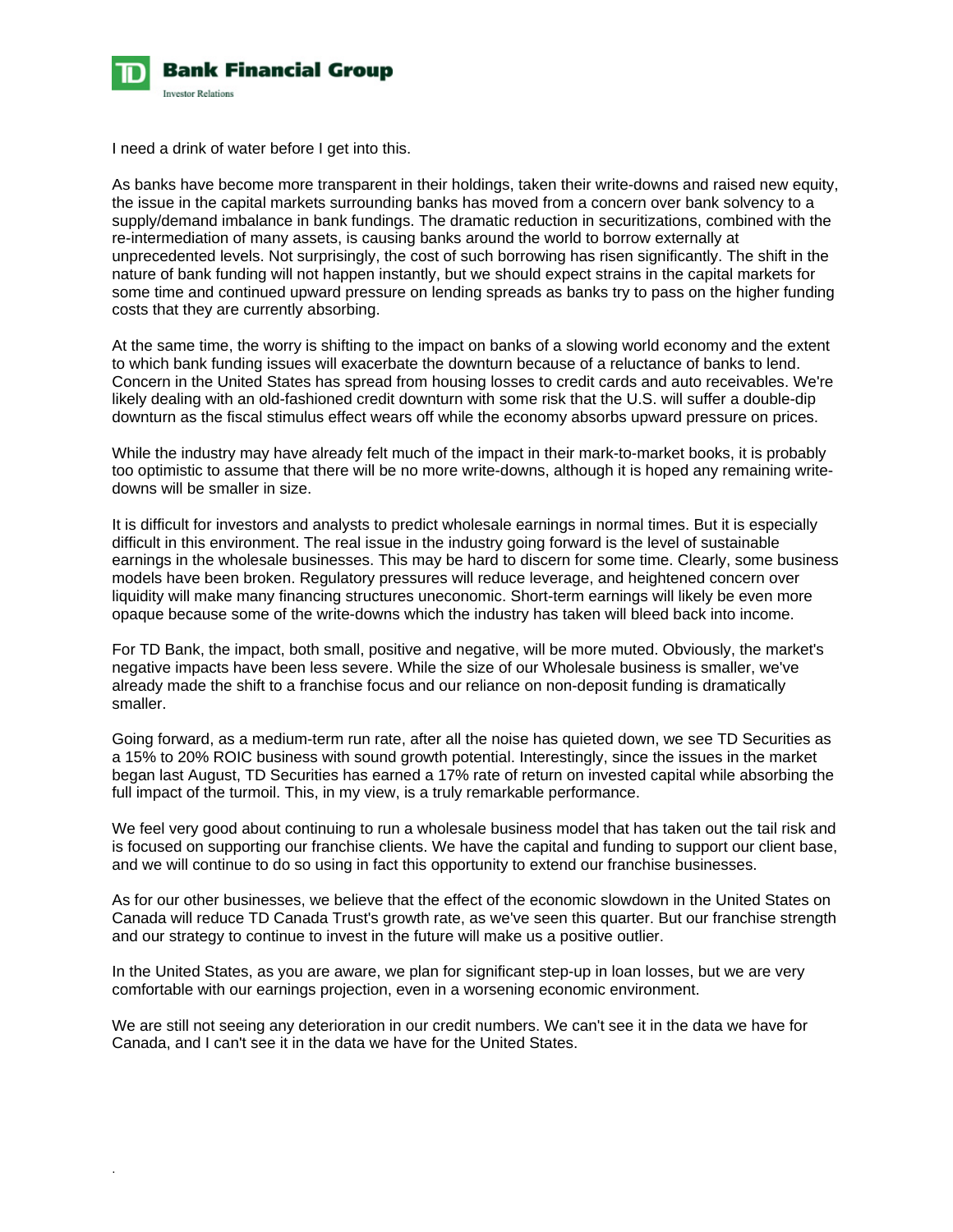I need a drink of water before I get into this.

As banks have become more transparent in their holdings, taken their write-downs and raised new equity, the issue in the capital markets surrounding banks has moved from a concern over bank solvency to a supply/demand imbalance in bank fundings. The dramatic reduction in securitizations, combined with the re-intermediation of many assets, is causing banks around the world to borrow externally at unprecedented levels. Not surprisingly, the cost of such borrowing has risen significantly. The shift in the nature of bank funding will not happen instantly, but we should expect strains in the capital markets for some time and continued upward pressure on lending spreads as banks try to pass on the higher funding costs that they are currently absorbing.

At the same time, the worry is shifting to the impact on banks of a slowing world economy and the extent to which bank funding issues will exacerbate the downturn because of a reluctance of banks to lend. Concern in the United States has spread from housing losses to credit cards and auto receivables. We're likely dealing with an old-fashioned credit downturn with some risk that the U.S. will suffer a double-dip downturn as the fiscal stimulus effect wears off while the economy absorbs upward pressure on prices.

While the industry may have already felt much of the impact in their mark-to-market books, it is probably too optimistic to assume that there will be no more write-downs, although it is hoped any remaining write-downs will be smaller in size.

It is difficult for investors and analysts to predict wholesale earnings in normal times. But it is especially difficult in this environment. The real issue in the industry going forward is the level of sustainable earnings in the wholesale businesses. This may be hard to discern for some time. Clearly, some business models have been broken. Regulatory pressures will reduce leverage, and heightened concern over liquidity will make many financing structures uneconomic. Short-term earnings will likely be even more opaque because some of the write-downs which the industry has taken will bleed back into income.

For TD Bank, the impact, both small, positive and negative, will be more muted. Obviously, the market's negative impacts have been less severe. While the size of our Wholesale business is smaller, we've already made the shift to a franchise focus and our reliance on non-deposit funding is dramatically smaller.

Going forward, as a medium-term run rate, after all the noise has quieted down, we see TD Securities as a 15% to 20% ROIC business with sound growth potential. Interestingly, since the issues in the market began last August, TD Securities has earned a 17% rate of return on invested capital while absorbing the full impact of the turmoil. This, in my view, is a truly remarkable performance.

We feel very good about continuing to run a wholesale business model that has taken out the tail risk and is focused on supporting our franchise clients. We have the capital and funding to support our client base, and we will continue to do so using in fact this opportunity to extend our franchise businesses.

As for our other businesses, we believe that the effect of the economic slowdown in the United States on Canada will reduce TD Canada Trust's growth rate, as we've seen this quarter. But our franchise strength and our strategy to continue to invest in the future will make us a positive outlier.

In the United States, as you are aware, we plan for significant step-up in loan losses, but we are very comfortable with our earnings projection, even in a worsening economic environment.

We are still not seeing any deterioration in our credit numbers. We can't see it in the data we have for Canada, and I can't see it in the data we have for the United States.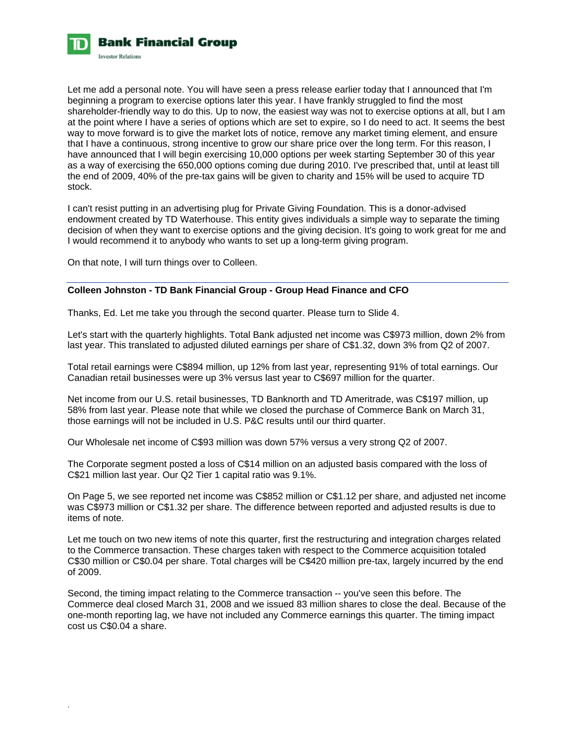Let me add a personal note. You will have seen a press release earlier today that I announced that I'm beginning a program to exercise options later this year. I have frankly struggled to find the most shareholder-friendly way to do this. Up to now, the easiest way was not to exercise options at all, but I am at the point where I have a series of options which are set to expire, so I do need to act. It seems the best way to move forward is to give the market lots of notice, remove any market timing element, and ensure that I have a continuous, strong incentive to grow our share price over the long term. For this reason, I have announced that I will begin exercising 10,000 options per week starting September 30 of this year as a way of exercising the 650,000 options coming due during 2010. I've prescribed that, until at least till the end of 2009, 40% of the pre-tax gains will be given to charity and 15% will be used to acquire TD stock.

I can't resist putting in an advertising plug for Private Giving Foundation. This is a donor-advised endowment created by TD Waterhouse. This entity gives individuals a simple way to separate the timing decision of when they want to exercise options and the giving decision. It's going to work great for me and I would recommend it to anybody who wants to set up a long-term giving program.

On that note, I will turn things over to Colleen.

---

**Colleen Johnston - TD Bank Financial Group - Group Head Finance and CFO**

Thanks, Ed. Let me take you through the second quarter. Please turn to Slide 4.

Let's start with the quarterly highlights. Total Bank adjusted net income was C$973 million, down 2% from last year. This translated to adjusted diluted earnings per share of C$1.32, down 3% from Q2 of 2007.

Total retail earnings were C$894 million, up 12% from last year, representing 91% of total earnings. Our Canadian retail businesses were up 3% versus last year to C$697 million for the quarter.

Net income from our U.S. retail businesses, TD Banknorth and TD Ameritrade, was C$197 million, up 58% from last year. Please note that while we closed the purchase of Commerce Bank on March 31, those earnings will not be included in U.S. P&C results until our third quarter.

Our Wholesale net income of C$93 million was down 57% versus a very strong Q2 of 2007.

The Corporate segment posted a loss of C$14 million on an adjusted basis compared with the loss of C$21 million last year. Our Q2 Tier 1 capital ratio was 9.1%.

On Page 5, we see reported net income was C$852 million or C$1.12 per share, and adjusted net income was C$973 million or C$1.32 per share. The difference between reported and adjusted results is due to items of note.

Let me touch on two new items of note this quarter, first the restructuring and integration charges related to the Commerce transaction. These charges taken with respect to the Commerce acquisition totaled C$30 million or C$0.04 per share. Total charges will be C$420 million pre-tax, largely incurred by the end of 2009.

Second, the timing impact relating to the Commerce transaction -- you've seen this before. The Commerce deal closed March 31, 2008 and we issued 83 million shares to close the deal. Because of the one-month reporting lag, we have not included any Commerce earnings this quarter. The timing impact cost us C$0.04 a share.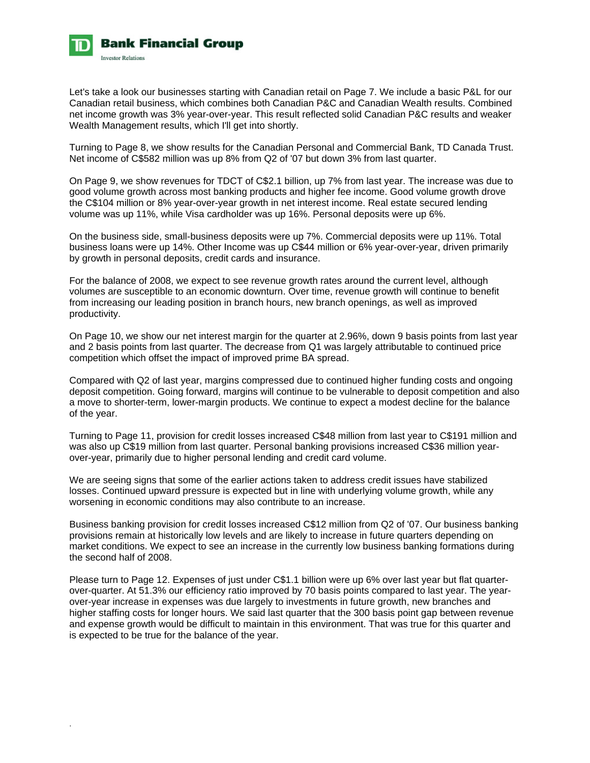Let's take a look our businesses starting with Canadian retail on Page 7. We include a basic P&L for our Canadian retail business, which combines both Canadian P&C and Canadian Wealth results. Combined net income growth was 3% year-over-year. This result reflected solid Canadian P&C results and weaker Wealth Management results, which I'll get into shortly.

Turning to Page 8, we show results for the Canadian Personal and Commercial Bank, TD Canada Trust. Net income of C$582 million was up 8% from Q2 of '07 but down 3% from last quarter.

On Page 9, we show revenues for TDCT of C$2.1 billion, up 7% from last year. The increase was due to good volume growth across most banking products and higher fee income. Good volume growth drove the C$104 million or 8% year-over-year growth in net interest income. Real estate secured lending volume was up 11%, while Visa cardholder was up 16%. Personal deposits were up 6%.

On the business side, small-business deposits were up 7%. Commercial deposits were up 11%. Total business loans were up 14%. Other Income was up C$44 million or 6% year-over-year, driven primarily by growth in personal deposits, credit cards and insurance.

For the balance of 2008, we expect to see revenue growth rates around the current level, although volumes are susceptible to an economic downturn. Over time, revenue growth will continue to benefit from increasing our leading position in branch hours, new branch openings, as well as improved productivity.

On Page 10, we show our net interest margin for the quarter at 2.96%, down 9 basis points from last year and 2 basis points from last quarter. The decrease from Q1 was largely attributable to continued price competition which offset the impact of improved prime BA spread.

Compared with Q2 of last year, margins compressed due to continued higher funding costs and ongoing deposit competition. Going forward, margins will continue to be vulnerable to deposit competition and also a move to shorter-term, lower-margin products. We continue to expect a modest decline for the balance of the year.

Turning to Page 11, provision for credit losses increased C$48 million from last year to C$191 million and was also up C$19 million from last quarter. Personal banking provisions increased C$36 million year-over-year, primarily due to higher personal lending and credit card volume.

We are seeing signs that some of the earlier actions taken to address credit issues have stabilized losses. Continued upward pressure is expected but in line with underlying volume growth, while any worsening in economic conditions may also contribute to an increase.

Business banking provision for credit losses increased C$12 million from Q2 of '07. Our business banking provisions remain at historically low levels and are likely to increase in future quarters depending on market conditions. We expect to see an increase in the currently low business banking formations during the second half of 2008.

Please turn to Page 12. Expenses of just under C$1.1 billion were up 6% over last year but flat quarter-over-quarter. At 51.3% our efficiency ratio improved by 70 basis points compared to last year. The year-over-year increase in expenses was due largely to investments in future growth, new branches and higher staffing costs for longer hours. We said last quarter that the 300 basis point gap between revenue and expense growth would be difficult to maintain in this environment. That was true for this quarter and is expected to be true for the balance of the year.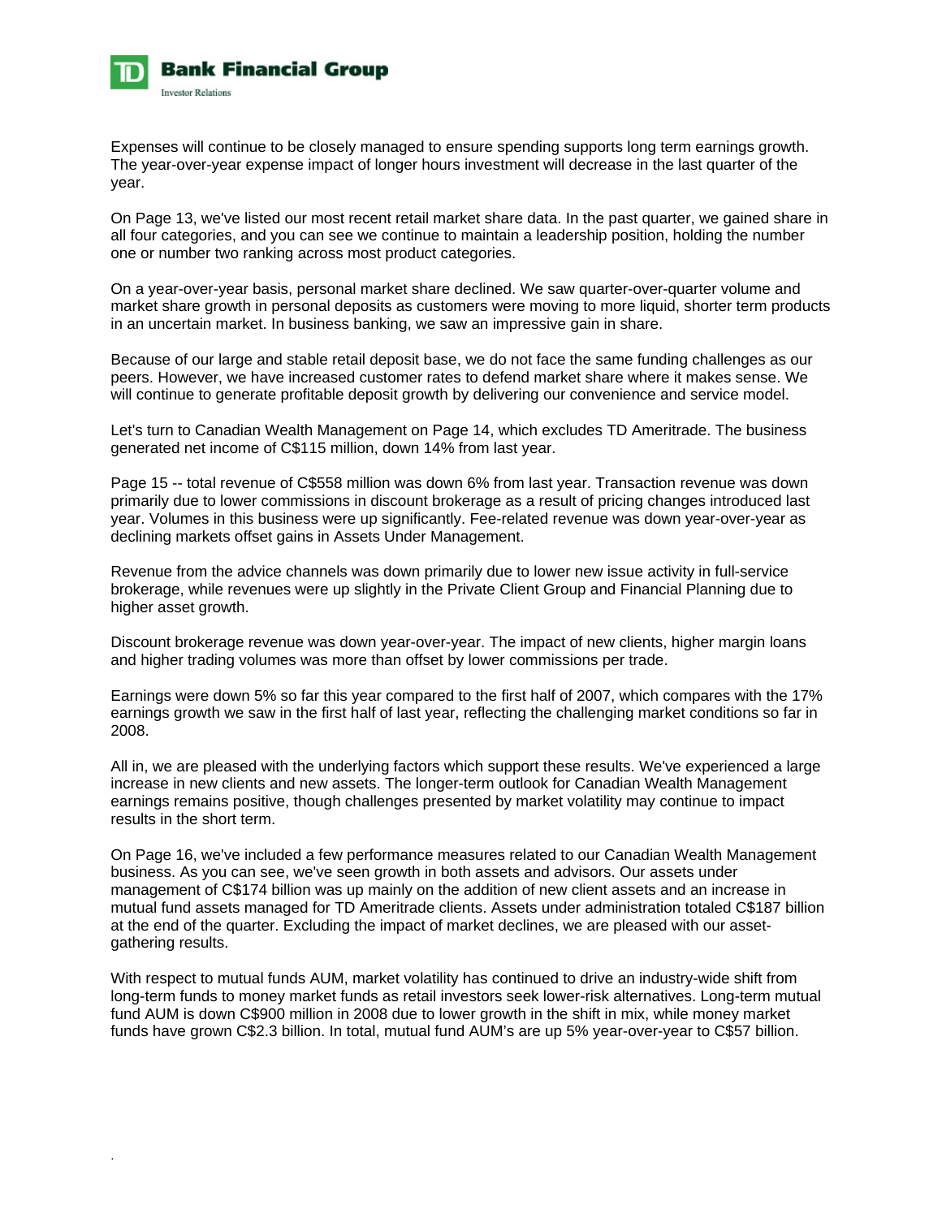Expenses will continue to be closely managed to ensure spending supports long term earnings growth. The year-over-year expense impact of longer hours investment will decrease in the last quarter of the year.

On Page 13, we've listed our most recent retail market share data. In the past quarter, we gained share in all four categories, and you can see we continue to maintain a leadership position, holding the number one or number two ranking across most product categories.

On a year-over-year basis, personal market share declined. We saw quarter-over-quarter volume and market share growth in personal deposits as customers were moving to more liquid, shorter term products in an uncertain market. In business banking, we saw an impressive gain in share.

Because of our large and stable retail deposit base, we do not face the same funding challenges as our peers. However, we have increased customer rates to defend market share where it makes sense. We will continue to generate profitable deposit growth by delivering our convenience and service model.

Let's turn to Canadian Wealth Management on Page 14, which excludes TD Ameritrade. The business generated net income of C$115 million, down 14% from last year.

Page 15 -- total revenue of C$558 million was down 6% from last year. Transaction revenue was down primarily due to lower commissions in discount brokerage as a result of pricing changes introduced last year. Volumes in this business were up significantly. Fee-related revenue was down year-over-year as declining markets offset gains in Assets Under Management.

Revenue from the advice channels was down primarily due to lower new issue activity in full-service brokerage, while revenues were up slightly in the Private Client Group and Financial Planning due to higher asset growth.

Discount brokerage revenue was down year-over-year. The impact of new clients, higher margin loans and higher trading volumes was more than offset by lower commissions per trade.

Earnings were down 5% so far this year compared to the first half of 2007, which compares with the 17% earnings growth we saw in the first half of last year, reflecting the challenging market conditions so far in 2008.

All in, we are pleased with the underlying factors which support these results. We've experienced a large increase in new clients and new assets. The longer-term outlook for Canadian Wealth Management earnings remains positive, though challenges presented by market volatility may continue to impact results in the short term.

On Page 16, we've included a few performance measures related to our Canadian Wealth Management business. As you can see, we've seen growth in both assets and advisors. Our assets under management of C$174 billion was up mainly on the addition of new client assets and an increase in mutual fund assets managed for TD Ameritrade clients. Assets under administration totaled C$187 billion at the end of the quarter. Excluding the impact of market declines, we are pleased with our asset-gathering results.

With respect to mutual funds AUM, market volatility has continued to drive an industry-wide shift from long-term funds to money market funds as retail investors seek lower-risk alternatives. Long-term mutual fund AUM is down C$900 million in 2008 due to lower growth in the shift in mix, while money market funds have grown C$2.3 billion. In total, mutual fund AUM's are up 5% year-over-year to C$57 billion.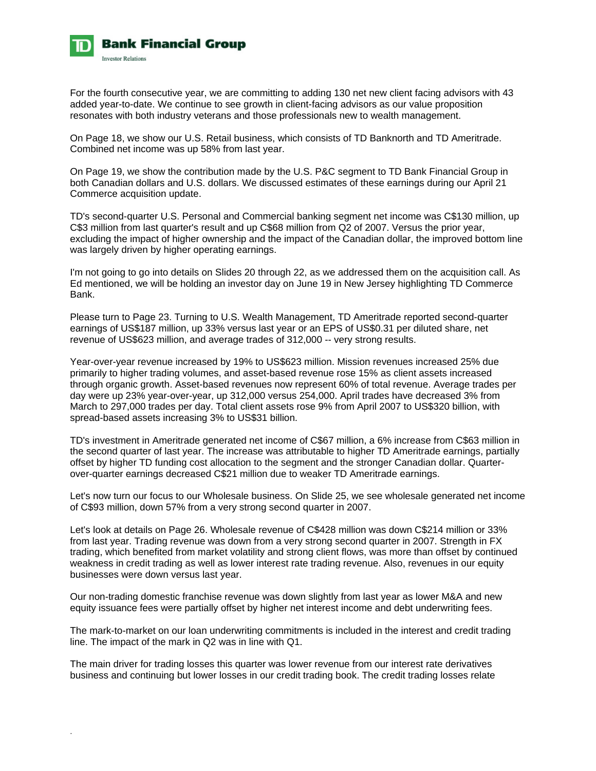For the fourth consecutive year, we are committing to adding 130 net new client facing advisors with 43 added year-to-date. We continue to see growth in client-facing advisors as our value proposition resonates with both industry veterans and those professionals new to wealth management.

On Page 18, we show our U.S. Retail business, which consists of TD Banknorth and TD Ameritrade. Combined net income was up 58% from last year.

On Page 19, we show the contribution made by the U.S. P&C segment to TD Bank Financial Group in both Canadian dollars and U.S. dollars. We discussed estimates of these earnings during our April 21 Commerce acquisition update.

TD's second-quarter U.S. Personal and Commercial banking segment net income was C$130 million, up C$3 million from last quarter's result and up C$68 million from Q2 of 2007. Versus the prior year, excluding the impact of higher ownership and the impact of the Canadian dollar, the improved bottom line was largely driven by higher operating earnings.

I'm not going to go into details on Slides 20 through 22, as we addressed them on the acquisition call. As Ed mentioned, we will be holding an investor day on June 19 in New Jersey highlighting TD Commerce Bank.

Please turn to Page 23. Turning to U.S. Wealth Management, TD Ameritrade reported second-quarter earnings of US$187 million, up 33% versus last year or an EPS of US$0.31 per diluted share, net revenue of US$623 million, and average trades of 312,000 -- very strong results.

Year-over-year revenue increased by 19% to US$623 million. Mission revenues increased 25% due primarily to higher trading volumes, and asset-based revenue rose 15% as client assets increased through organic growth. Asset-based revenues now represent 60% of total revenue. Average trades per day were up 23% year-over-year, up 312,000 versus 254,000. April trades have decreased 3% from March to 297,000 trades per day. Total client assets rose 9% from April 2007 to US$320 billion, with spread-based assets increasing 3% to US$31 billion.

TD's investment in Ameritrade generated net income of C$67 million, a 6% increase from C$63 million in the second quarter of last year. The increase was attributable to higher TD Ameritrade earnings, partially offset by higher TD funding cost allocation to the segment and the stronger Canadian dollar. Quarter-over-quarter earnings decreased C$21 million due to weaker TD Ameritrade earnings.

Let's now turn our focus to our Wholesale business. On Slide 25, we see wholesale generated net income of C$93 million, down 57% from a very strong second quarter in 2007.

Let's look at details on Page 26. Wholesale revenue of C$428 million was down C$214 million or 33% from last year. Trading revenue was down from a very strong second quarter in 2007. Strength in FX trading, which benefited from market volatility and strong client flows, was more than offset by continued weakness in credit trading as well as lower interest rate trading revenue. Also, revenues in our equity businesses were down versus last year.

Our non-trading domestic franchise revenue was down slightly from last year as lower M&A and new equity issuance fees were partially offset by higher net interest income and debt underwriting fees.

The mark-to-market on our loan underwriting commitments is included in the interest and credit trading line. The impact of the mark in Q2 was in line with Q1.

The main driver for trading losses this quarter was lower revenue from our interest rate derivatives business and continuing but lower losses in our credit trading book. The credit trading losses relate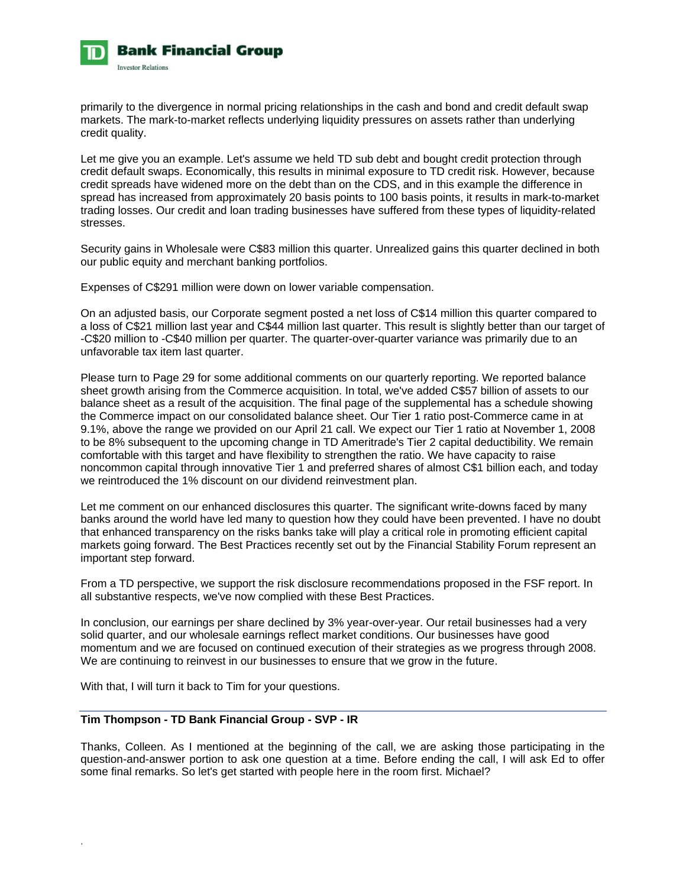primarily to the divergence in normal pricing relationships in the cash and bond and credit default swap markets. The mark-to-market reflects underlying liquidity pressures on assets rather than underlying credit quality.

Let me give you an example. Let's assume we held TD sub debt and bought credit protection through credit default swaps. Economically, this results in minimal exposure to TD credit risk. However, because credit spreads have widened more on the debt than on the CDS, and in this example the difference in spread has increased from approximately 20 basis points to 100 basis points, it results in mark-to-market trading losses. Our credit and loan trading businesses have suffered from these types of liquidity-related stresses.

Security gains in Wholesale were C$83 million this quarter. Unrealized gains this quarter declined in both our public equity and merchant banking portfolios.

Expenses of C$291 million were down on lower variable compensation.

On an adjusted basis, our Corporate segment posted a net loss of C$14 million this quarter compared to a loss of C$21 million last year and C$44 million last quarter. This result is slightly better than our target of -C$20 million to -C$40 million per quarter. The quarter-over-quarter variance was primarily due to an unfavorable tax item last quarter.

Please turn to Page 29 for some additional comments on our quarterly reporting. We reported balance sheet growth arising from the Commerce acquisition. In total, we've added C$57 billion of assets to our balance sheet as a result of the acquisition. The final page of the supplemental has a schedule showing the Commerce impact on our consolidated balance sheet. Our Tier 1 ratio post-Commerce came in at 9.1%, above the range we provided on our April 21 call. We expect our Tier 1 ratio at November 1, 2008 to be 8% subsequent to the upcoming change in TD Ameritrade's Tier 2 capital deductibility. We remain comfortable with this target and have flexibility to strengthen the ratio. We have capacity to raise noncommon capital through innovative Tier 1 and preferred shares of almost C$1 billion each, and today we reintroduced the 1% discount on our dividend reinvestment plan.

Let me comment on our enhanced disclosures this quarter. The significant write-downs faced by many banks around the world have led many to question how they could have been prevented. I have no doubt that enhanced transparency on the risks banks take will play a critical role in promoting efficient capital markets going forward. The Best Practices recently set out by the Financial Stability Forum represent an important step forward.

From a TD perspective, we support the risk disclosure recommendations proposed in the FSF report. In all substantive respects, we've now complied with these Best Practices.

In conclusion, our earnings per share declined by 3% year-over-year. Our retail businesses had a very solid quarter, and our wholesale earnings reflect market conditions. Our businesses have good momentum and we are focused on continued execution of their strategies as we progress through 2008. We are continuing to reinvest in our businesses to ensure that we grow in the future.

With that, I will turn it back to Tim for your questions.

---

**Tim Thompson - TD Bank Financial Group - SVP - IR**

Thanks, Colleen. As I mentioned at the beginning of the call, we are asking those participating in the question-and-answer portion to ask one question at a time. Before ending the call, I will ask Ed to offer some final remarks. So let's get started with people here in the room first. Michael?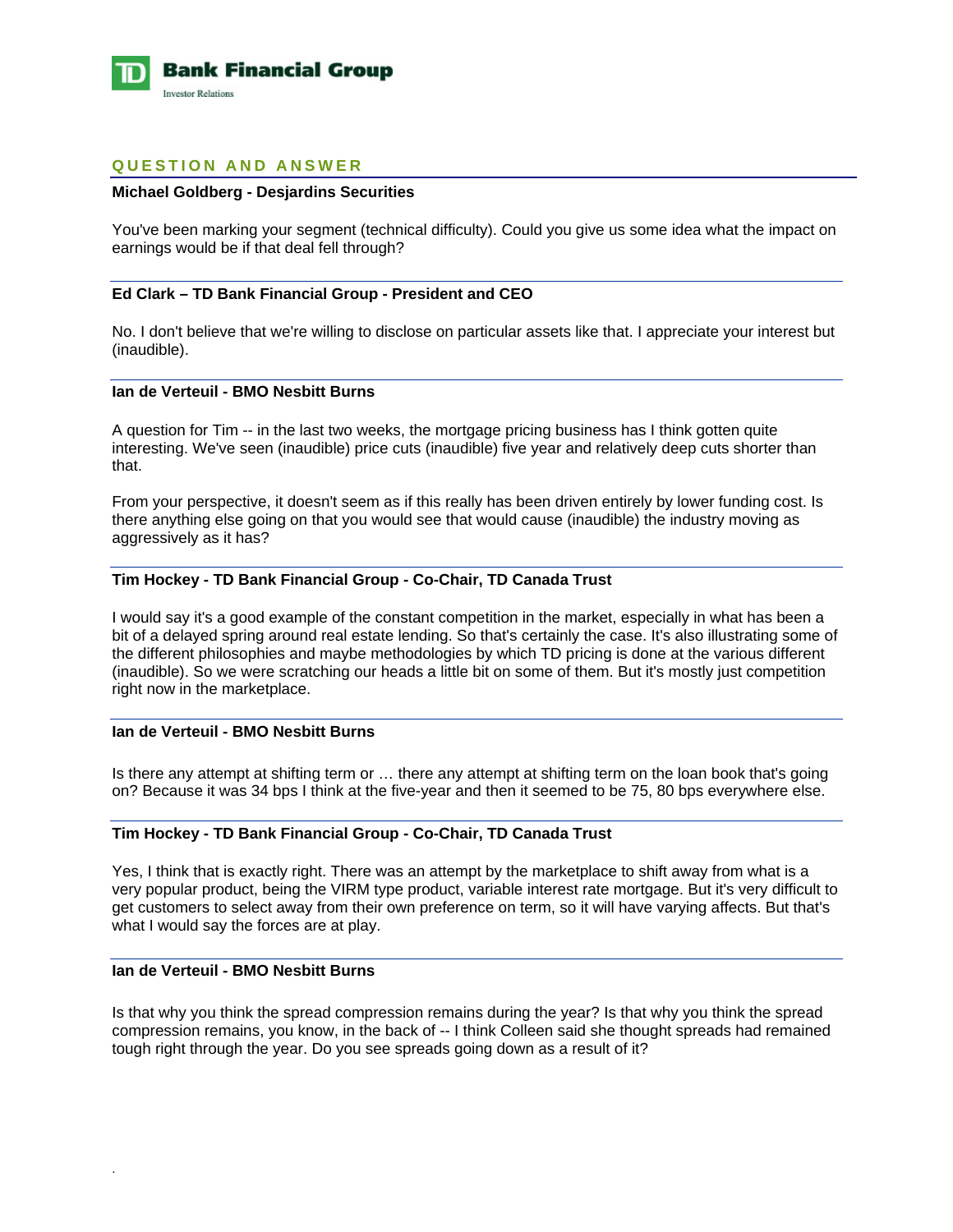## QUESTION AND ANSWER

**Michael Goldberg - Desjardins Securities**

You've been marking your segment (technical difficulty). Could you give us some idea what the impact on earnings would be if that deal fell through?

**Ed Clark – TD Bank Financial Group - President and CEO**

No. I don't believe that we're willing to disclose on particular assets like that. I appreciate your interest but (inaudible).

**Ian de Verteuil - BMO Nesbitt Burns**

A question for Tim -- in the last two weeks, the mortgage pricing business has I think gotten quite interesting. We've seen (inaudible) price cuts (inaudible) five year and relatively deep cuts shorter than that.

From your perspective, it doesn't seem as if this really has been driven entirely by lower funding cost. Is there anything else going on that you would see that would cause (inaudible) the industry moving as aggressively as it has?

**Tim Hockey - TD Bank Financial Group - Co-Chair, TD Canada Trust**

I would say it's a good example of the constant competition in the market, especially in what has been a bit of a delayed spring around real estate lending. So that's certainly the case. It's also illustrating some of the different philosophies and maybe methodologies by which TD pricing is done at the various different (inaudible). So we were scratching our heads a little bit on some of them. But it's mostly just competition right now in the marketplace.

**Ian de Verteuil - BMO Nesbitt Burns**

Is there any attempt at shifting term or … there any attempt at shifting term on the loan book that's going on? Because it was 34 bps I think at the five-year and then it seemed to be 75, 80 bps everywhere else.

**Tim Hockey - TD Bank Financial Group - Co-Chair, TD Canada Trust**

Yes, I think that is exactly right. There was an attempt by the marketplace to shift away from what is a very popular product, being the VIRM type product, variable interest rate mortgage. But it's very difficult to get customers to select away from their own preference on term, so it will have varying affects. But that's what I would say the forces are at play.

**Ian de Verteuil - BMO Nesbitt Burns**

Is that why you think the spread compression remains during the year? Is that why you think the spread compression remains, you know, in the back of -- I think Colleen said she thought spreads had remained tough right through the year. Do you see spreads going down as a result of it?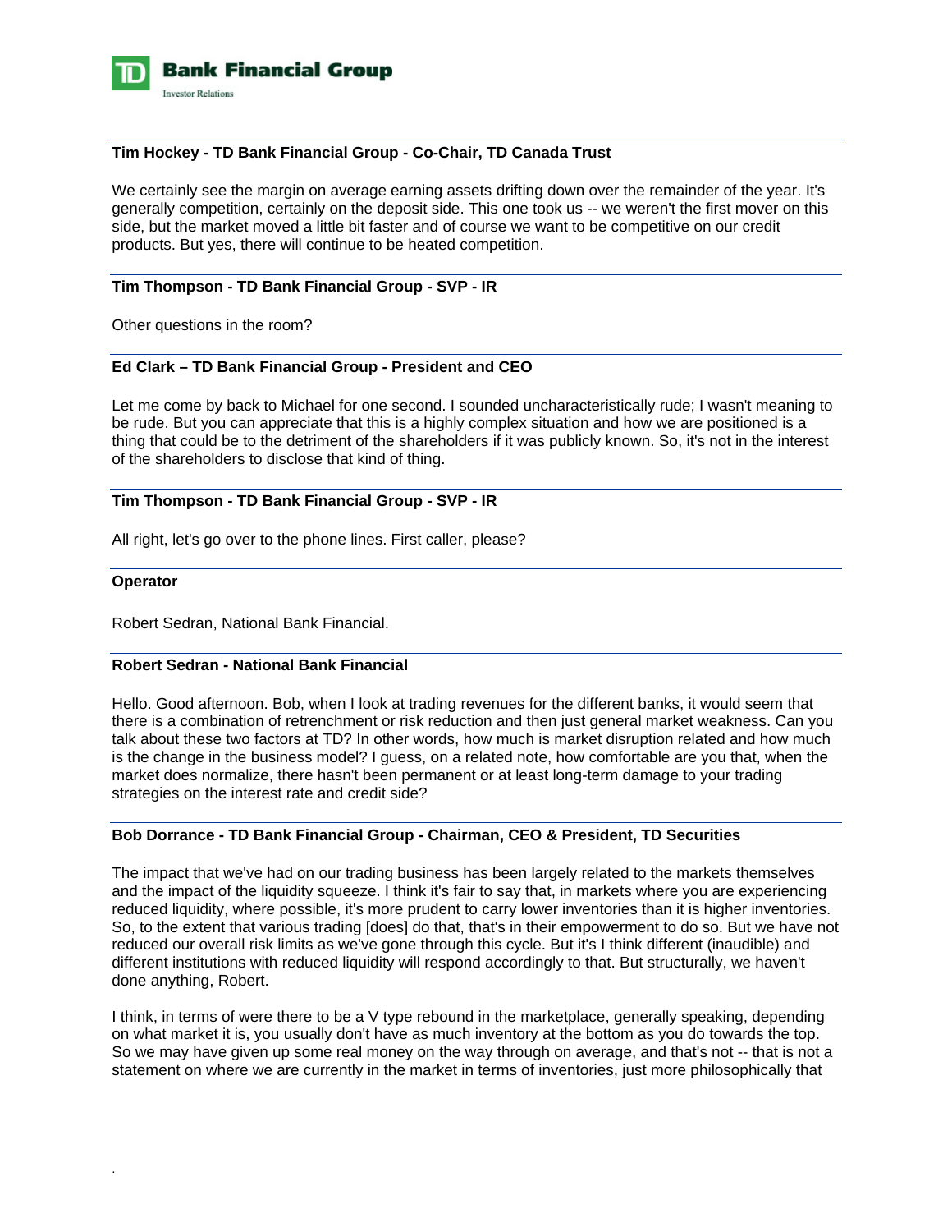**Tim Hockey - TD Bank Financial Group - Co-Chair, TD Canada Trust**

We certainly see the margin on average earning assets drifting down over the remainder of the year. It's generally competition, certainly on the deposit side. This one took us -- we weren't the first mover on this side, but the market moved a little bit faster and of course we want to be competitive on our credit products. But yes, there will continue to be heated competition.

**Tim Thompson - TD Bank Financial Group - SVP - IR**

Other questions in the room?

**Ed Clark – TD Bank Financial Group - President and CEO**

Let me come by back to Michael for one second. I sounded uncharacteristically rude; I wasn't meaning to be rude. But you can appreciate that this is a highly complex situation and how we are positioned is a thing that could be to the detriment of the shareholders if it was publicly known. So, it's not in the interest of the shareholders to disclose that kind of thing.

**Tim Thompson - TD Bank Financial Group - SVP - IR**

All right, let's go over to the phone lines. First caller, please?

**Operator**

Robert Sedran, National Bank Financial.

**Robert Sedran - National Bank Financial**

Hello. Good afternoon. Bob, when I look at trading revenues for the different banks, it would seem that there is a combination of retrenchment or risk reduction and then just general market weakness. Can you talk about these two factors at TD? In other words, how much is market disruption related and how much is the change in the business model? I guess, on a related note, how comfortable are you that, when the market does normalize, there hasn't been permanent or at least long-term damage to your trading strategies on the interest rate and credit side?

**Bob Dorrance - TD Bank Financial Group - Chairman, CEO & President, TD Securities**

The impact that we've had on our trading business has been largely related to the markets themselves and the impact of the liquidity squeeze. I think it's fair to say that, in markets where you are experiencing reduced liquidity, where possible, it's more prudent to carry lower inventories than it is higher inventories. So, to the extent that various trading [does] do that, that's in their empowerment to do so. But we have not reduced our overall risk limits as we've gone through this cycle. But it's I think different (inaudible) and different institutions with reduced liquidity will respond accordingly to that. But structurally, we haven't done anything, Robert.

I think, in terms of were there to be a V type rebound in the marketplace, generally speaking, depending on what market it is, you usually don't have as much inventory at the bottom as you do towards the top. So we may have given up some real money on the way through on average, and that's not -- that is not a statement on where we are currently in the market in terms of inventories, just more philosophically that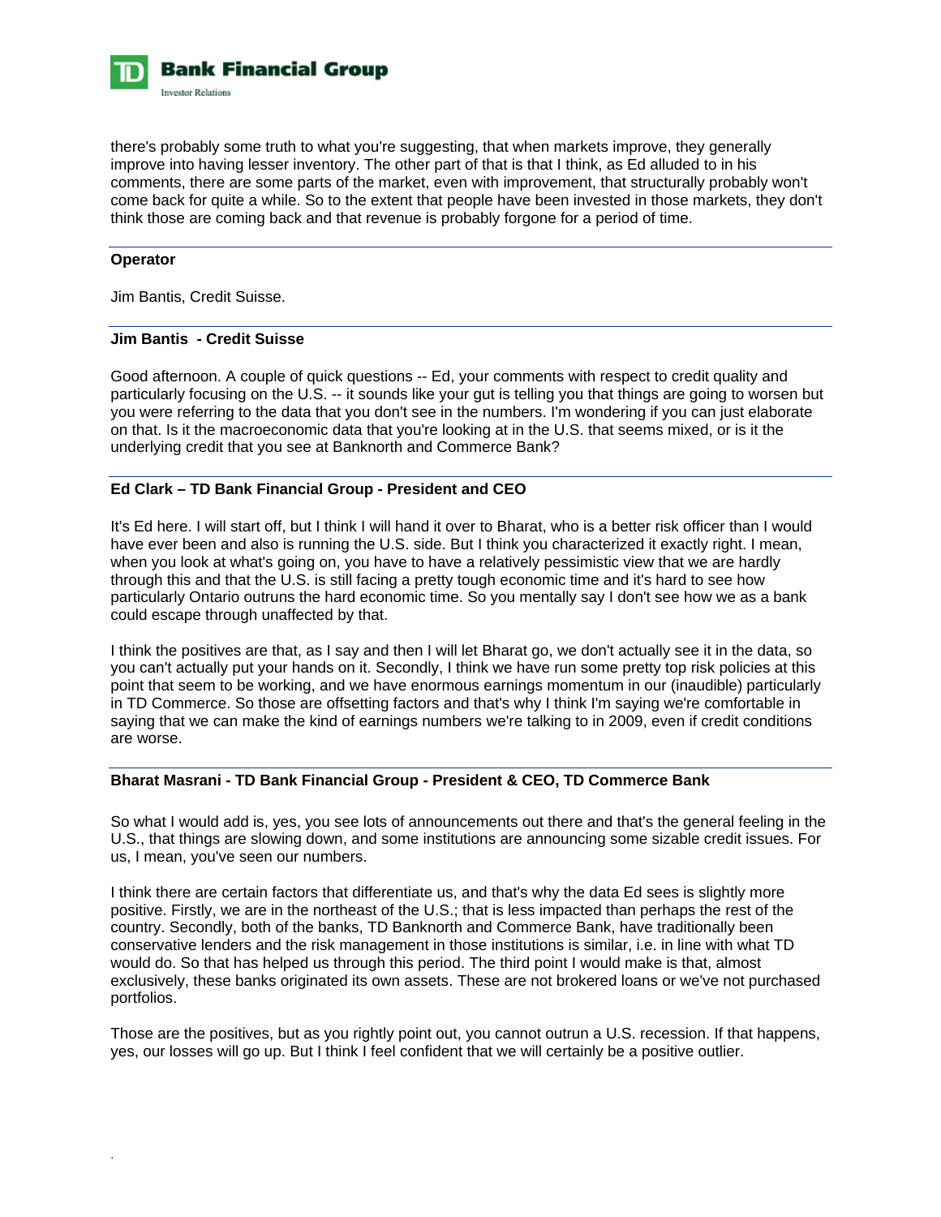there's probably some truth to what you're suggesting, that when markets improve, they generally improve into having lesser inventory. The other part of that is that I think, as Ed alluded to in his comments, there are some parts of the market, even with improvement, that structurally probably won't come back for quite a while. So to the extent that people have been invested in those markets, they don't think those are coming back and that revenue is probably forgone for a period of time.

---

**Operator**

Jim Bantis, Credit Suisse.

---

**Jim Bantis - Credit Suisse**

Good afternoon. A couple of quick questions -- Ed, your comments with respect to credit quality and particularly focusing on the U.S. -- it sounds like your gut is telling you that things are going to worsen but you were referring to the data that you don't see in the numbers. I'm wondering if you can just elaborate on that. Is it the macroeconomic data that you're looking at in the U.S. that seems mixed, or is it the underlying credit that you see at Banknorth and Commerce Bank?

---

**Ed Clark – TD Bank Financial Group - President and CEO**

It's Ed here. I will start off, but I think I will hand it over to Bharat, who is a better risk officer than I would have ever been and also is running the U.S. side. But I think you characterized it exactly right. I mean, when you look at what's going on, you have to have a relatively pessimistic view that we are hardly through this and that the U.S. is still facing a pretty tough economic time and it's hard to see how particularly Ontario outruns the hard economic time. So you mentally say I don't see how we as a bank could escape through unaffected by that.

I think the positives are that, as I say and then I will let Bharat go, we don't actually see it in the data, so you can't actually put your hands on it. Secondly, I think we have run some pretty top risk policies at this point that seem to be working, and we have enormous earnings momentum in our (inaudible) particularly in TD Commerce. So those are offsetting factors and that's why I think I'm saying we're comfortable in saying that we can make the kind of earnings numbers we're talking to in 2009, even if credit conditions are worse.

---

**Bharat Masrani - TD Bank Financial Group - President & CEO, TD Commerce Bank**

So what I would add is, yes, you see lots of announcements out there and that's the general feeling in the U.S., that things are slowing down, and some institutions are announcing some sizable credit issues. For us, I mean, you've seen our numbers.

I think there are certain factors that differentiate us, and that's why the data Ed sees is slightly more positive. Firstly, we are in the northeast of the U.S.; that is less impacted than perhaps the rest of the country. Secondly, both of the banks, TD Banknorth and Commerce Bank, have traditionally been conservative lenders and the risk management in those institutions is similar, i.e. in line with what TD would do. So that has helped us through this period. The third point I would make is that, almost exclusively, these banks originated its own assets. These are not brokered loans or we've not purchased portfolios.

Those are the positives, but as you rightly point out, you cannot outrun a U.S. recession. If that happens, yes, our losses will go up. But I think I feel confident that we will certainly be a positive outlier.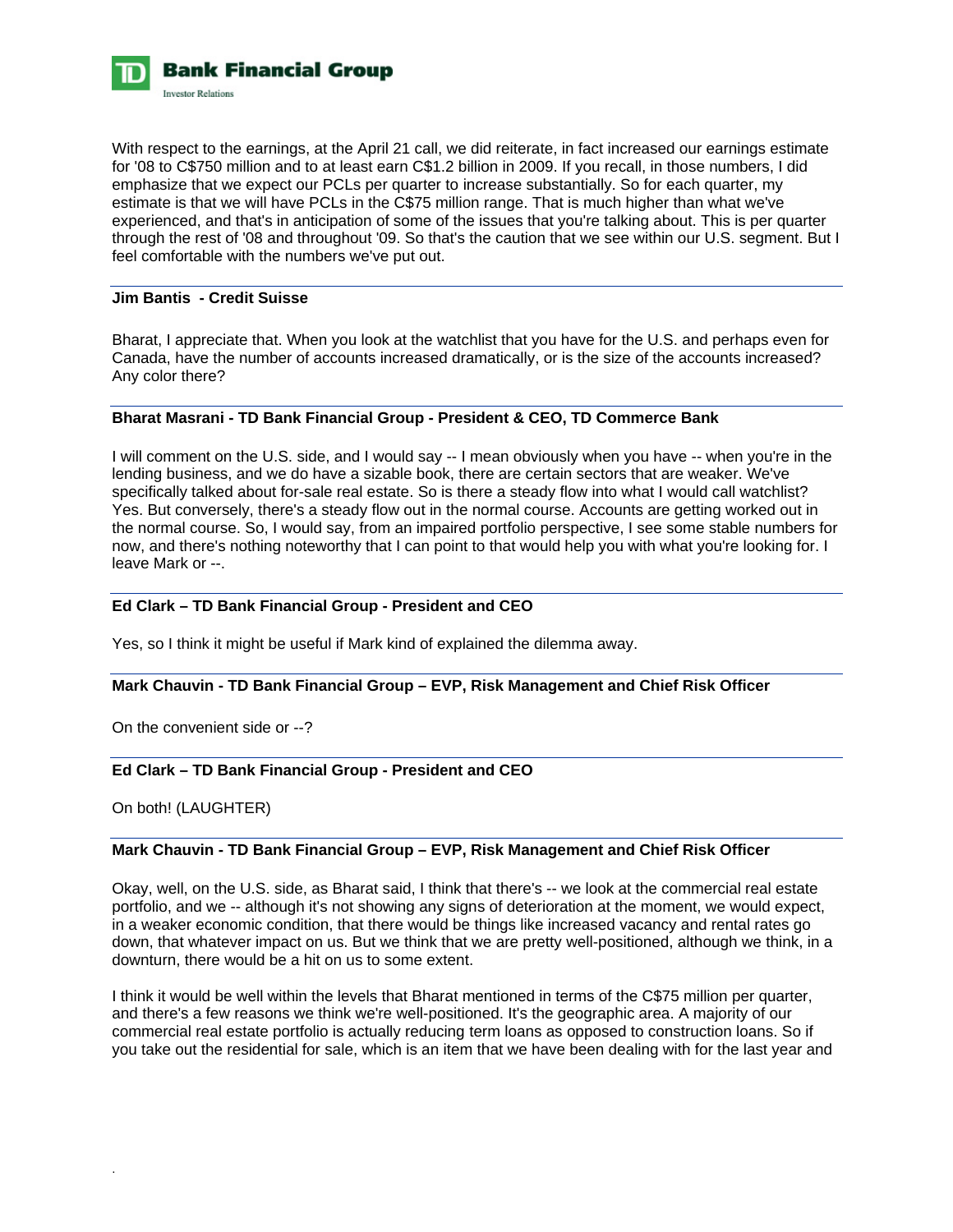With respect to the earnings, at the April 21 call, we did reiterate, in fact increased our earnings estimate for '08 to C$750 million and to at least earn C$1.2 billion in 2009. If you recall, in those numbers, I did emphasize that we expect our PCLs per quarter to increase substantially. So for each quarter, my estimate is that we will have PCLs in the C$75 million range. That is much higher than what we've experienced, and that's in anticipation of some of the issues that you're talking about. This is per quarter through the rest of '08 and throughout '09. So that's the caution that we see within our U.S. segment. But I feel comfortable with the numbers we've put out.

**Jim Bantis - Credit Suisse**

Bharat, I appreciate that. When you look at the watchlist that you have for the U.S. and perhaps even for Canada, have the number of accounts increased dramatically, or is the size of the accounts increased? Any color there?

**Bharat Masrani - TD Bank Financial Group - President & CEO, TD Commerce Bank**

I will comment on the U.S. side, and I would say -- I mean obviously when you have -- when you're in the lending business, and we do have a sizable book, there are certain sectors that are weaker. We've specifically talked about for-sale real estate. So is there a steady flow into what I would call watchlist? Yes. But conversely, there's a steady flow out in the normal course. Accounts are getting worked out in the normal course. So, I would say, from an impaired portfolio perspective, I see some stable numbers for now, and there's nothing noteworthy that I can point to that would help you with what you're looking for. I leave Mark or --.

**Ed Clark – TD Bank Financial Group - President and CEO**

Yes, so I think it might be useful if Mark kind of explained the dilemma away.

**Mark Chauvin - TD Bank Financial Group – EVP, Risk Management and Chief Risk Officer**

On the convenient side or --?

**Ed Clark – TD Bank Financial Group - President and CEO**

On both! (LAUGHTER)

**Mark Chauvin - TD Bank Financial Group – EVP, Risk Management and Chief Risk Officer**

Okay, well, on the U.S. side, as Bharat said, I think that there's -- we look at the commercial real estate portfolio, and we -- although it's not showing any signs of deterioration at the moment, we would expect, in a weaker economic condition, that there would be things like increased vacancy and rental rates go down, that whatever impact on us. But we think that we are pretty well-positioned, although we think, in a downturn, there would be a hit on us to some extent.

I think it would be well within the levels that Bharat mentioned in terms of the C$75 million per quarter, and there's a few reasons we think we're well-positioned. It's the geographic area. A majority of our commercial real estate portfolio is actually reducing term loans as opposed to construction loans. So if you take out the residential for sale, which is an item that we have been dealing with for the last year and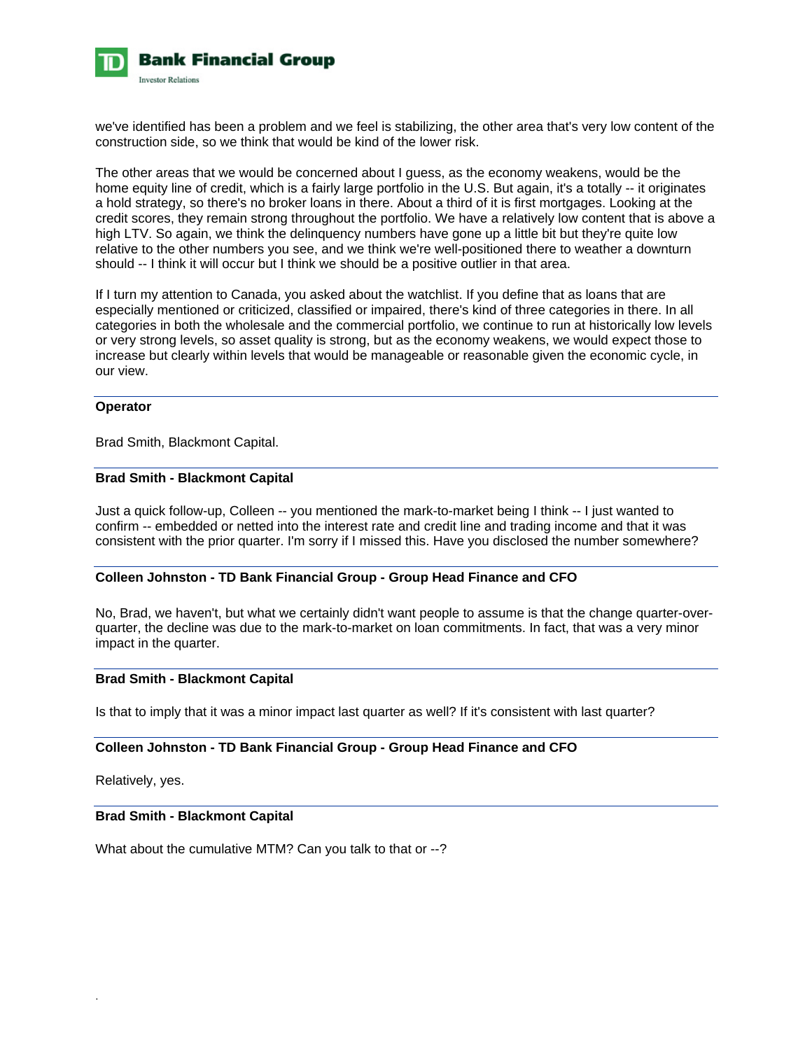we've identified has been a problem and we feel is stabilizing, the other area that's very low content of the construction side, so we think that would be kind of the lower risk.

The other areas that we would be concerned about I guess, as the economy weakens, would be the home equity line of credit, which is a fairly large portfolio in the U.S. But again, it's a totally -- it originates a hold strategy, so there's no broker loans in there. About a third of it is first mortgages. Looking at the credit scores, they remain strong throughout the portfolio. We have a relatively low content that is above a high LTV. So again, we think the delinquency numbers have gone up a little bit but they're quite low relative to the other numbers you see, and we think we're well-positioned there to weather a downturn should -- I think it will occur but I think we should be a positive outlier in that area.

If I turn my attention to Canada, you asked about the watchlist. If you define that as loans that are especially mentioned or criticized, classified or impaired, there's kind of three categories in there. In all categories in both the wholesale and the commercial portfolio, we continue to run at historically low levels or very strong levels, so asset quality is strong, but as the economy weakens, we would expect those to increase but clearly within levels that would be manageable or reasonable given the economic cycle, in our view.

---

**Operator**

Brad Smith, Blackmont Capital.

---

**Brad Smith - Blackmont Capital**

Just a quick follow-up, Colleen -- you mentioned the mark-to-market being I think -- I just wanted to confirm -- embedded or netted into the interest rate and credit line and trading income and that it was consistent with the prior quarter. I'm sorry if I missed this. Have you disclosed the number somewhere?

---

**Colleen Johnston - TD Bank Financial Group - Group Head Finance and CFO**

No, Brad, we haven't, but what we certainly didn't want people to assume is that the change quarter-over-quarter, the decline was due to the mark-to-market on loan commitments. In fact, that was a very minor impact in the quarter.

---

**Brad Smith - Blackmont Capital**

Is that to imply that it was a minor impact last quarter as well? If it's consistent with last quarter?

---

**Colleen Johnston - TD Bank Financial Group - Group Head Finance and CFO**

Relatively, yes.

---

**Brad Smith - Blackmont Capital**

What about the cumulative MTM? Can you talk to that or --?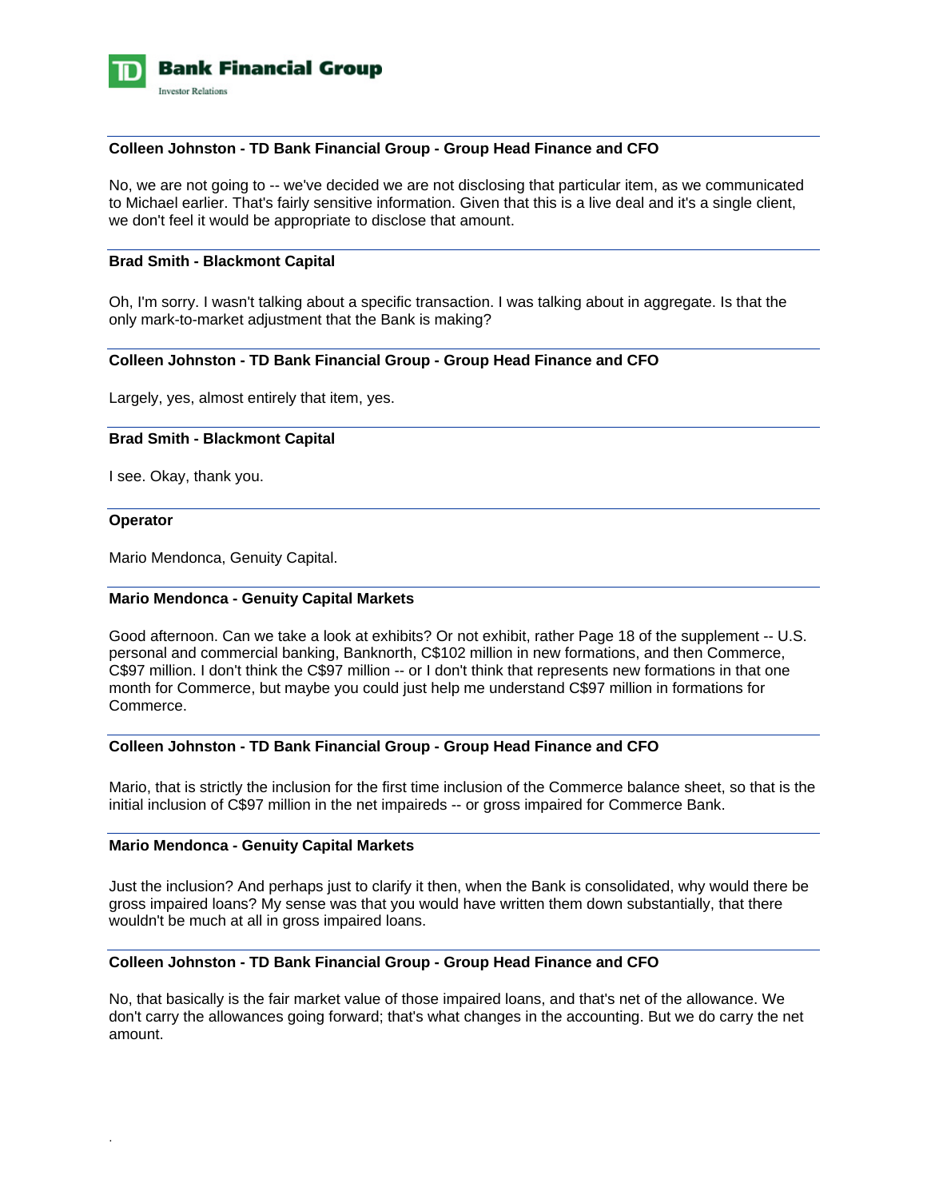**Colleen Johnston - TD Bank Financial Group - Group Head Finance and CFO**

No, we are not going to -- we've decided we are not disclosing that particular item, as we communicated to Michael earlier. That's fairly sensitive information. Given that this is a live deal and it's a single client, we don't feel it would be appropriate to disclose that amount.

**Brad Smith - Blackmont Capital**

Oh, I'm sorry. I wasn't talking about a specific transaction. I was talking about in aggregate. Is that the only mark-to-market adjustment that the Bank is making?

**Colleen Johnston - TD Bank Financial Group - Group Head Finance and CFO**

Largely, yes, almost entirely that item, yes.

**Brad Smith - Blackmont Capital**

I see. Okay, thank you.

**Operator**

Mario Mendonca, Genuity Capital.

**Mario Mendonca - Genuity Capital Markets**

Good afternoon. Can we take a look at exhibits? Or not exhibit, rather Page 18 of the supplement -- U.S. personal and commercial banking, Banknorth, C$102 million in new formations, and then Commerce, C$97 million. I don't think the C$97 million -- or I don't think that represents new formations in that one month for Commerce, but maybe you could just help me understand C$97 million in formations for Commerce.

**Colleen Johnston - TD Bank Financial Group - Group Head Finance and CFO**

Mario, that is strictly the inclusion for the first time inclusion of the Commerce balance sheet, so that is the initial inclusion of C$97 million in the net impaireds -- or gross impaired for Commerce Bank.

**Mario Mendonca - Genuity Capital Markets**

Just the inclusion? And perhaps just to clarify it then, when the Bank is consolidated, why would there be gross impaired loans? My sense was that you would have written them down substantially, that there wouldn't be much at all in gross impaired loans.

**Colleen Johnston - TD Bank Financial Group - Group Head Finance and CFO**

No, that basically is the fair market value of those impaired loans, and that's net of the allowance. We don't carry the allowances going forward; that's what changes in the accounting. But we do carry the net amount.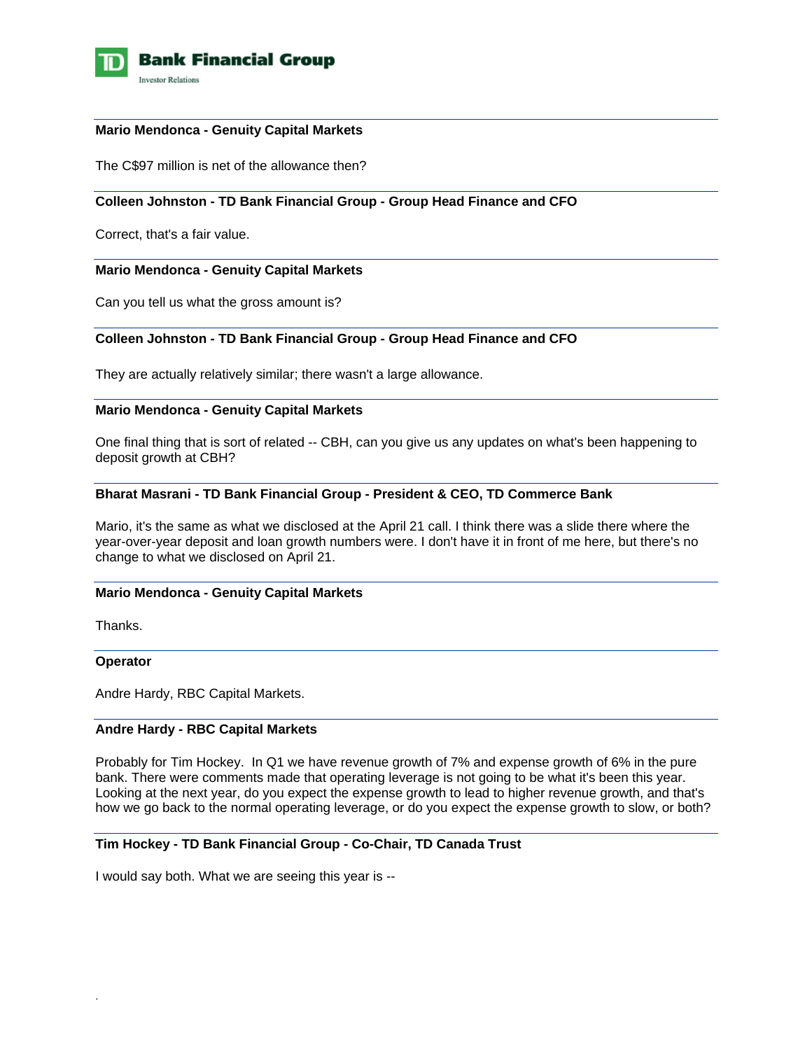**Mario Mendonca - Genuity Capital Markets**

The C$97 million is net of the allowance then?

**Colleen Johnston - TD Bank Financial Group - Group Head Finance and CFO**

Correct, that's a fair value.

**Mario Mendonca - Genuity Capital Markets**

Can you tell us what the gross amount is?

**Colleen Johnston - TD Bank Financial Group - Group Head Finance and CFO**

They are actually relatively similar; there wasn't a large allowance.

**Mario Mendonca - Genuity Capital Markets**

One final thing that is sort of related -- CBH, can you give us any updates on what's been happening to deposit growth at CBH?

**Bharat Masrani - TD Bank Financial Group - President & CEO, TD Commerce Bank**

Mario, it's the same as what we disclosed at the April 21 call. I think there was a slide there where the year-over-year deposit and loan growth numbers were. I don't have it in front of me here, but there's no change to what we disclosed on April 21.

**Mario Mendonca - Genuity Capital Markets**

Thanks.

**Operator**

Andre Hardy, RBC Capital Markets.

**Andre Hardy - RBC Capital Markets**

Probably for Tim Hockey. In Q1 we have revenue growth of 7% and expense growth of 6% in the pure bank. There were comments made that operating leverage is not going to be what it's been this year. Looking at the next year, do you expect the expense growth to lead to higher revenue growth, and that's how we go back to the normal operating leverage, or do you expect the expense growth to slow, or both?

**Tim Hockey - TD Bank Financial Group - Co-Chair, TD Canada Trust**

I would say both. What we are seeing this year is --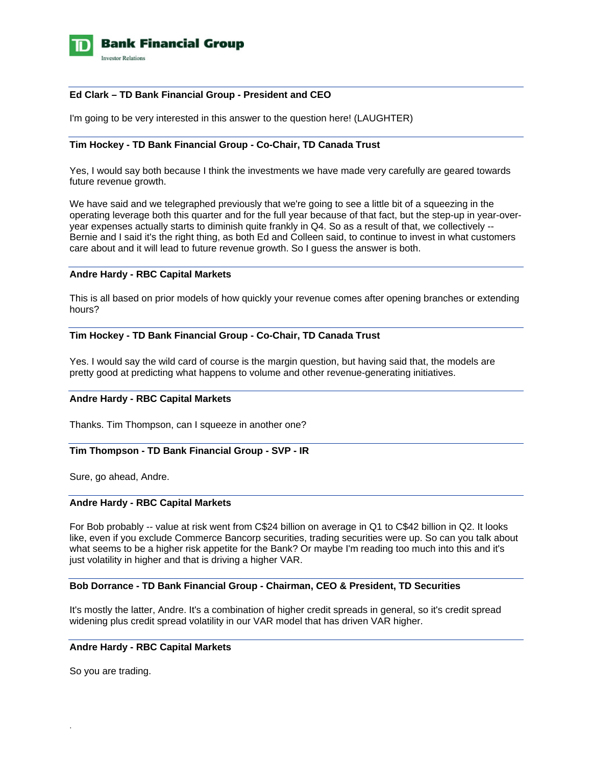**Ed Clark – TD Bank Financial Group - President and CEO**

I'm going to be very interested in this answer to the question here! (LAUGHTER)

**Tim Hockey - TD Bank Financial Group - Co-Chair, TD Canada Trust**

Yes, I would say both because I think the investments we have made very carefully are geared towards future revenue growth.

We have said and we telegraphed previously that we're going to see a little bit of a squeezing in the operating leverage both this quarter and for the full year because of that fact, but the step-up in year-over-year expenses actually starts to diminish quite frankly in Q4. So as a result of that, we collectively -- Bernie and I said it's the right thing, as both Ed and Colleen said, to continue to invest in what customers care about and it will lead to future revenue growth. So I guess the answer is both.

**Andre Hardy - RBC Capital Markets**

This is all based on prior models of how quickly your revenue comes after opening branches or extending hours?

**Tim Hockey - TD Bank Financial Group - Co-Chair, TD Canada Trust**

Yes. I would say the wild card of course is the margin question, but having said that, the models are pretty good at predicting what happens to volume and other revenue-generating initiatives.

**Andre Hardy - RBC Capital Markets**

Thanks. Tim Thompson, can I squeeze in another one?

**Tim Thompson - TD Bank Financial Group - SVP - IR**

Sure, go ahead, Andre.

**Andre Hardy - RBC Capital Markets**

For Bob probably -- value at risk went from C$24 billion on average in Q1 to C$42 billion in Q2. It looks like, even if you exclude Commerce Bancorp securities, trading securities were up. So can you talk about what seems to be a higher risk appetite for the Bank? Or maybe I'm reading too much into this and it's just volatility in higher and that is driving a higher VAR.

**Bob Dorrance - TD Bank Financial Group - Chairman, CEO & President, TD Securities**

It's mostly the latter, Andre. It's a combination of higher credit spreads in general, so it's credit spread widening plus credit spread volatility in our VAR model that has driven VAR higher.

**Andre Hardy - RBC Capital Markets**

So you are trading.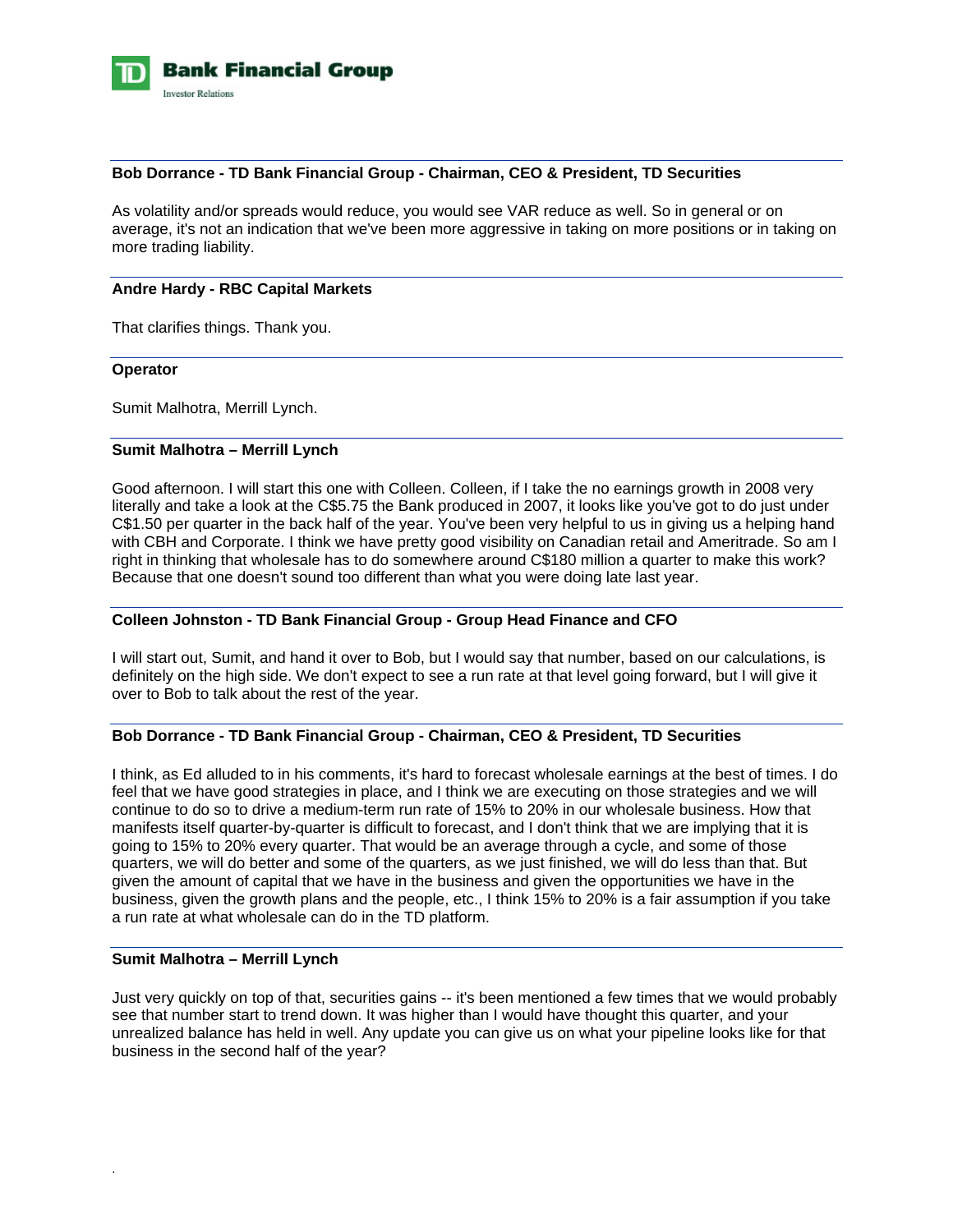**Bob Dorrance - TD Bank Financial Group - Chairman, CEO & President, TD Securities**

As volatility and/or spreads would reduce, you would see VAR reduce as well. So in general or on average, it's not an indication that we've been more aggressive in taking on more positions or in taking on more trading liability.

**Andre Hardy - RBC Capital Markets**

That clarifies things. Thank you.

**Operator**

Sumit Malhotra, Merrill Lynch.

**Sumit Malhotra – Merrill Lynch**

Good afternoon. I will start this one with Colleen. Colleen, if I take the no earnings growth in 2008 very literally and take a look at the C$5.75 the Bank produced in 2007, it looks like you've got to do just under C$1.50 per quarter in the back half of the year. You've been very helpful to us in giving us a helping hand with CBH and Corporate. I think we have pretty good visibility on Canadian retail and Ameritrade. So am I right in thinking that wholesale has to do somewhere around C$180 million a quarter to make this work? Because that one doesn't sound too different than what you were doing late last year.

**Colleen Johnston - TD Bank Financial Group - Group Head Finance and CFO**

I will start out, Sumit, and hand it over to Bob, but I would say that number, based on our calculations, is definitely on the high side. We don't expect to see a run rate at that level going forward, but I will give it over to Bob to talk about the rest of the year.

**Bob Dorrance - TD Bank Financial Group - Chairman, CEO & President, TD Securities**

I think, as Ed alluded to in his comments, it's hard to forecast wholesale earnings at the best of times. I do feel that we have good strategies in place, and I think we are executing on those strategies and we will continue to do so to drive a medium-term run rate of 15% to 20% in our wholesale business. How that manifests itself quarter-by-quarter is difficult to forecast, and I don't think that we are implying that it is going to 15% to 20% every quarter. That would be an average through a cycle, and some of those quarters, we will do better and some of the quarters, as we just finished, we will do less than that. But given the amount of capital that we have in the business and given the opportunities we have in the business, given the growth plans and the people, etc., I think 15% to 20% is a fair assumption if you take a run rate at what wholesale can do in the TD platform.

**Sumit Malhotra – Merrill Lynch**

Just very quickly on top of that, securities gains -- it's been mentioned a few times that we would probably see that number start to trend down. It was higher than I would have thought this quarter, and your unrealized balance has held in well. Any update you can give us on what your pipeline looks like for that business in the second half of the year?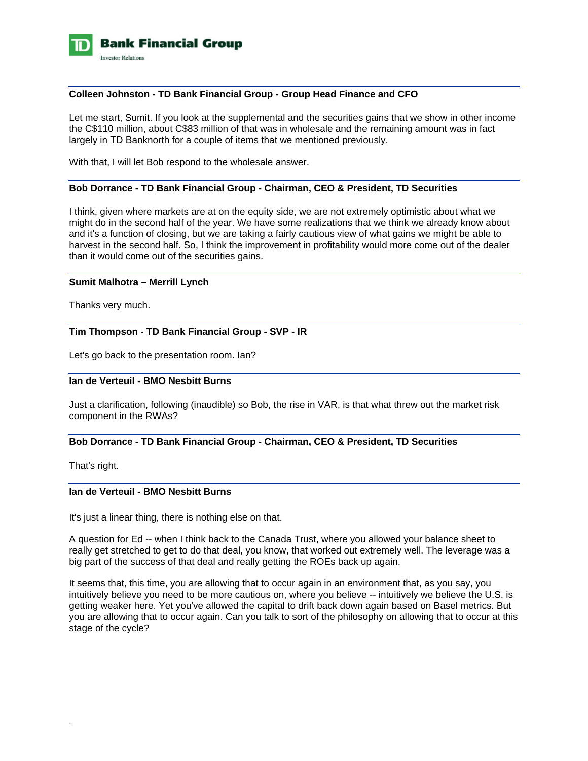**Colleen Johnston - TD Bank Financial Group - Group Head Finance and CFO**

Let me start, Sumit. If you look at the supplemental and the securities gains that we show in other income the C$110 million, about C$83 million of that was in wholesale and the remaining amount was in fact largely in TD Banknorth for a couple of items that we mentioned previously.

With that, I will let Bob respond to the wholesale answer.

**Bob Dorrance - TD Bank Financial Group - Chairman, CEO & President, TD Securities**

I think, given where markets are at on the equity side, we are not extremely optimistic about what we might do in the second half of the year. We have some realizations that we think we already know about and it's a function of closing, but we are taking a fairly cautious view of what gains we might be able to harvest in the second half. So, I think the improvement in profitability would more come out of the dealer than it would come out of the securities gains.

**Sumit Malhotra – Merrill Lynch**

Thanks very much.

**Tim Thompson - TD Bank Financial Group - SVP - IR**

Let's go back to the presentation room. Ian?

**Ian de Verteuil - BMO Nesbitt Burns**

Just a clarification, following (inaudible) so Bob, the rise in VAR, is that what threw out the market risk component in the RWAs?

**Bob Dorrance - TD Bank Financial Group - Chairman, CEO & President, TD Securities**

That's right.

**Ian de Verteuil - BMO Nesbitt Burns**

It's just a linear thing, there is nothing else on that.

A question for Ed -- when I think back to the Canada Trust, where you allowed your balance sheet to really get stretched to get to do that deal, you know, that worked out extremely well. The leverage was a big part of the success of that deal and really getting the ROEs back up again.

It seems that, this time, you are allowing that to occur again in an environment that, as you say, you intuitively believe you need to be more cautious on, where you believe -- intuitively we believe the U.S. is getting weaker here. Yet you've allowed the capital to drift back down again based on Basel metrics. But you are allowing that to occur again. Can you talk to sort of the philosophy on allowing that to occur at this stage of the cycle?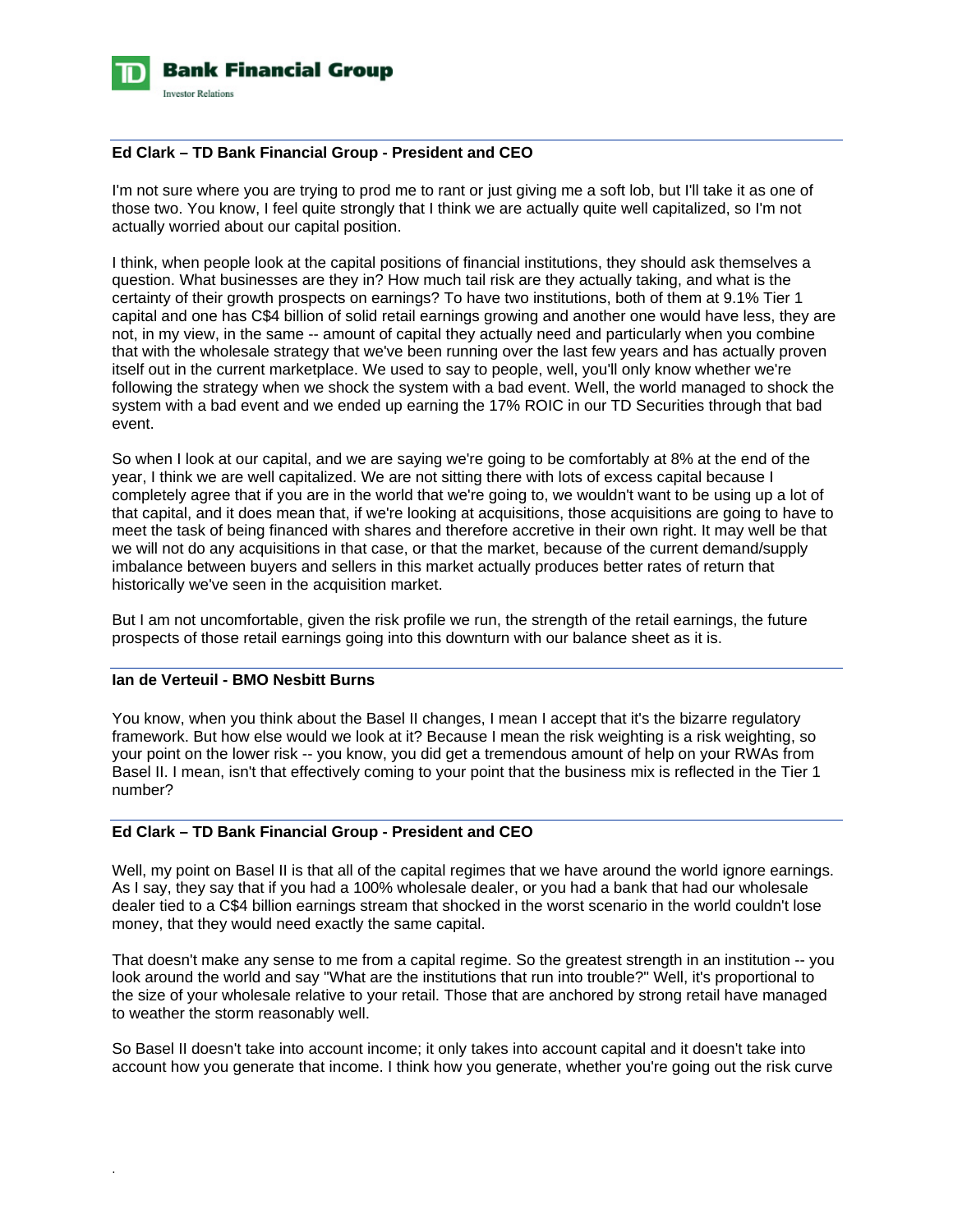**Ed Clark – TD Bank Financial Group - President and CEO**

I'm not sure where you are trying to prod me to rant or just giving me a soft lob, but I'll take it as one of those two. You know, I feel quite strongly that I think we are actually quite well capitalized, so I'm not actually worried about our capital position.

I think, when people look at the capital positions of financial institutions, they should ask themselves a question. What businesses are they in? How much tail risk are they actually taking, and what is the certainty of their growth prospects on earnings? To have two institutions, both of them at 9.1% Tier 1 capital and one has C$4 billion of solid retail earnings growing and another one would have less, they are not, in my view, in the same -- amount of capital they actually need and particularly when you combine that with the wholesale strategy that we've been running over the last few years and has actually proven itself out in the current marketplace. We used to say to people, well, you'll only know whether we're following the strategy when we shock the system with a bad event. Well, the world managed to shock the system with a bad event and we ended up earning the 17% ROIC in our TD Securities through that bad event.

So when I look at our capital, and we are saying we're going to be comfortably at 8% at the end of the year, I think we are well capitalized. We are not sitting there with lots of excess capital because I completely agree that if you are in the world that we're going to, we wouldn't want to be using up a lot of that capital, and it does mean that, if we're looking at acquisitions, those acquisitions are going to have to meet the task of being financed with shares and therefore accretive in their own right. It may well be that we will not do any acquisitions in that case, or that the market, because of the current demand/supply imbalance between buyers and sellers in this market actually produces better rates of return that historically we've seen in the acquisition market.

But I am not uncomfortable, given the risk profile we run, the strength of the retail earnings, the future prospects of those retail earnings going into this downturn with our balance sheet as it is.

**Ian de Verteuil - BMO Nesbitt Burns**

You know, when you think about the Basel II changes, I mean I accept that it's the bizarre regulatory framework. But how else would we look at it? Because I mean the risk weighting is a risk weighting, so your point on the lower risk -- you know, you did get a tremendous amount of help on your RWAs from Basel II. I mean, isn't that effectively coming to your point that the business mix is reflected in the Tier 1 number?

**Ed Clark – TD Bank Financial Group - President and CEO**

Well, my point on Basel II is that all of the capital regimes that we have around the world ignore earnings. As I say, they say that if you had a 100% wholesale dealer, or you had a bank that had our wholesale dealer tied to a C$4 billion earnings stream that shocked in the worst scenario in the world couldn't lose money, that they would need exactly the same capital.

That doesn't make any sense to me from a capital regime. So the greatest strength in an institution -- you look around the world and say "What are the institutions that run into trouble?" Well, it's proportional to the size of your wholesale relative to your retail. Those that are anchored by strong retail have managed to weather the storm reasonably well.

So Basel II doesn't take into account income; it only takes into account capital and it doesn't take into account how you generate that income. I think how you generate, whether you're going out the risk curve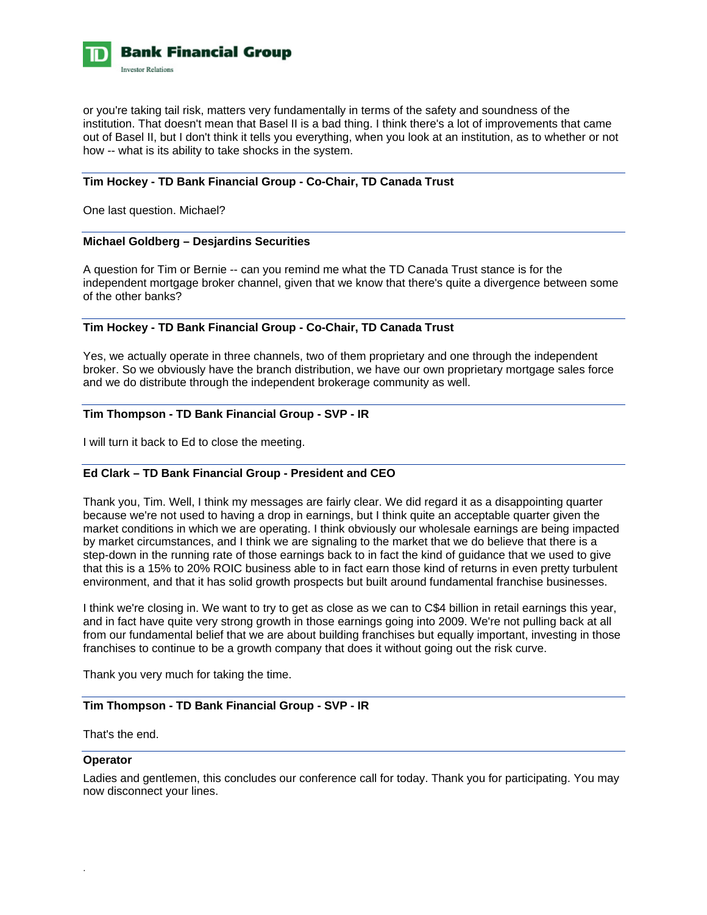or you're taking tail risk, matters very fundamentally in terms of the safety and soundness of the institution. That doesn't mean that Basel II is a bad thing. I think there's a lot of improvements that came out of Basel II, but I don't think it tells you everything, when you look at an institution, as to whether or not how -- what is its ability to take shocks in the system.

**Tim Hockey - TD Bank Financial Group - Co-Chair, TD Canada Trust**

One last question. Michael?

**Michael Goldberg – Desjardins Securities**

A question for Tim or Bernie -- can you remind me what the TD Canada Trust stance is for the independent mortgage broker channel, given that we know that there's quite a divergence between some of the other banks?

**Tim Hockey - TD Bank Financial Group - Co-Chair, TD Canada Trust**

Yes, we actually operate in three channels, two of them proprietary and one through the independent broker. So we obviously have the branch distribution, we have our own proprietary mortgage sales force and we do distribute through the independent brokerage community as well.

**Tim Thompson - TD Bank Financial Group - SVP - IR**

I will turn it back to Ed to close the meeting.

**Ed Clark – TD Bank Financial Group - President and CEO**

Thank you, Tim. Well, I think my messages are fairly clear. We did regard it as a disappointing quarter because we're not used to having a drop in earnings, but I think quite an acceptable quarter given the market conditions in which we are operating. I think obviously our wholesale earnings are being impacted by market circumstances, and I think we are signaling to the market that we do believe that there is a step-down in the running rate of those earnings back to in fact the kind of guidance that we used to give that this is a 15% to 20% ROIC business able to in fact earn those kind of returns in even pretty turbulent environment, and that it has solid growth prospects but built around fundamental franchise businesses.

I think we're closing in. We want to try to get as close as we can to C$4 billion in retail earnings this year, and in fact have quite very strong growth in those earnings going into 2009. We're not pulling back at all from our fundamental belief that we are about building franchises but equally important, investing in those franchises to continue to be a growth company that does it without going out the risk curve.

Thank you very much for taking the time.

**Tim Thompson - TD Bank Financial Group - SVP - IR**

That's the end.

**Operator**

Ladies and gentlemen, this concludes our conference call for today. Thank you for participating. You may now disconnect your lines.